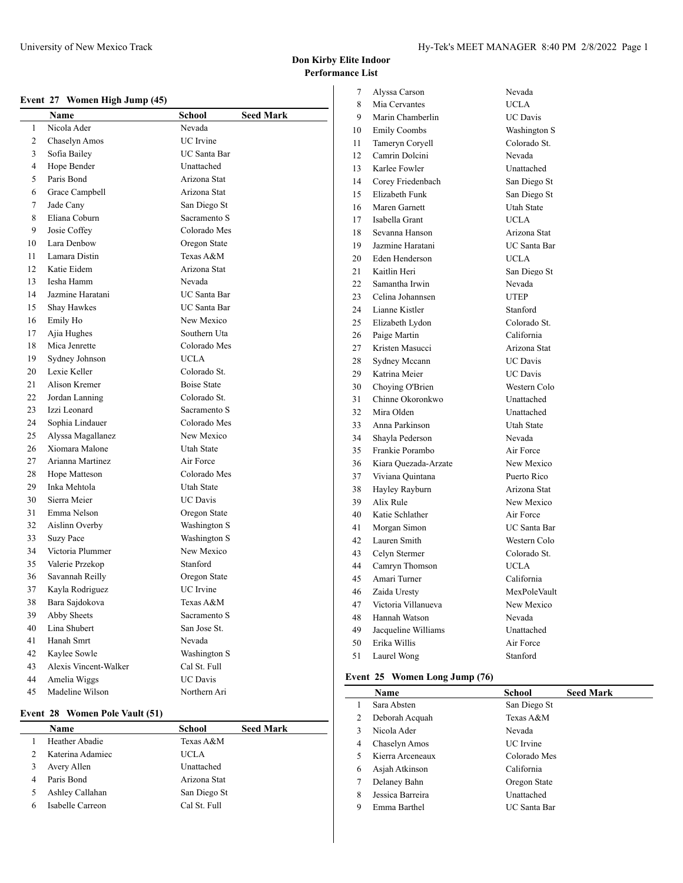# Don Kirby Elite Indoor

## Performance List

### Event 27 Women High Jump (45)

| | Name | School | Seed Mark |
|---|---|---|---|
| 1 | Nicola Ader | Nevada | |
| 2 | Chaselyn Amos | UC Irvine | |
| 3 | Sofia Bailey | UC Santa Bar | |
| 4 | Hope Bender | Unattached | |
| 5 | Paris Bond | Arizona Stat | |
| 6 | Grace Campbell | Arizona Stat | |
| 7 | Jade Cany | San Diego St | |
| 8 | Eliana Coburn | Sacramento S | |
| 9 | Josie Coffey | Colorado Mes | |
| 10 | Lara Denbow | Oregon State | |
| 11 | Lamara Distin | Texas A&M | |
| 12 | Katie Eidem | Arizona Stat | |
| 13 | Iesha Hamm | Nevada | |
| 14 | Jazmine Haratani | UC Santa Bar | |
| 15 | Shay Hawkes | UC Santa Bar | |
| 16 | Emily Ho | New Mexico | |
| 17 | Ajia Hughes | Southern Uta | |
| 18 | Mica Jenrette | Colorado Mes | |
| 19 | Sydney Johnson | UCLA | |
| 20 | Lexie Keller | Colorado St. | |
| 21 | Alison Kremer | Boise State | |
| 22 | Jordan Lanning | Colorado St. | |
| 23 | Izzi Leonard | Sacramento S | |
| 24 | Sophia Lindauer | Colorado Mes | |
| 25 | Alyssa Magallanez | New Mexico | |
| 26 | Xiomara Malone | Utah State | |
| 27 | Arianna Martinez | Air Force | |
| 28 | Hope Matteson | Colorado Mes | |
| 29 | Inka Mehtola | Utah State | |
| 30 | Sierra Meier | UC Davis | |
| 31 | Emma Nelson | Oregon State | |
| 32 | Aislinn Overby | Washington S | |
| 33 | Suzy Pace | Washington S | |
| 34 | Victoria Plummer | New Mexico | |
| 35 | Valerie Przekop | Stanford | |
| 36 | Savannah Reilly | Oregon State | |
| 37 | Kayla Rodriguez | UC Irvine | |
| 38 | Bara Sajdokova | Texas A&M | |
| 39 | Abby Sheets | Sacramento S | |
| 40 | Lina Shubert | San Jose St. | |
| 41 | Hanah Smrt | Nevada | |
| 42 | Kaylee Sowle | Washington S | |
| 43 | Alexis Vincent-Walker | Cal St. Full | |
| 44 | Amelia Wiggs | UC Davis | |
| 45 | Madeline Wilson | Northern Ari | |

### Event 28 Women Pole Vault (51)

| | Name | School | Seed Mark |
|---|---|---|---|
| 1 | Heather Abadie | Texas A&M | |
| 2 | Katerina Adamiec | UCLA | |
| 3 | Avery Allen | Unattached | |
| 4 | Paris Bond | Arizona Stat | |
| 5 | Ashley Callahan | San Diego St | |
| 6 | Isabelle Carreon | Cal St. Full | |
| 7 | Alyssa Carson | Nevada | |
| 8 | Mia Cervantes | UCLA | |
| 9 | Marin Chamberlin | UC Davis | |
| 10 | Emily Coombs | Washington S | |
| 11 | Tameryn Coryell | Colorado St. | |
| 12 | Camrin Dolcini | Nevada | |
| 13 | Karlee Fowler | Unattached | |
| 14 | Corey Friedenbach | San Diego St | |
| 15 | Elizabeth Funk | San Diego St | |
| 16 | Maren Garnett | Utah State | |
| 17 | Isabella Grant | UCLA | |
| 18 | Sevanna Hanson | Arizona Stat | |
| 19 | Jazmine Haratani | UC Santa Bar | |
| 20 | Eden Henderson | UCLA | |
| 21 | Kaitlin Heri | San Diego St | |
| 22 | Samantha Irwin | Nevada | |
| 23 | Celina Johannsen | UTEP | |
| 24 | Lianne Kistler | Stanford | |
| 25 | Elizabeth Lydon | Colorado St. | |
| 26 | Paige Martin | California | |
| 27 | Kristen Masucci | Arizona Stat | |
| 28 | Sydney Mccann | UC Davis | |
| 29 | Katrina Meier | UC Davis | |
| 30 | Choying O'Brien | Western Colo | |
| 31 | Chinne Okoronkwo | Unattached | |
| 32 | Mira Olden | Unattached | |
| 33 | Anna Parkinson | Utah State | |
| 34 | Shayla Pederson | Nevada | |
| 35 | Frankie Porambo | Air Force | |
| 36 | Kiara Quezada-Arzate | New Mexico | |
| 37 | Viviana Quintana | Puerto Rico | |
| 38 | Hayley Rayburn | Arizona Stat | |
| 39 | Alix Rule | New Mexico | |
| 40 | Katie Schlather | Air Force | |
| 41 | Morgan Simon | UC Santa Bar | |
| 42 | Lauren Smith | Western Colo | |
| 43 | Celyn Stermer | Colorado St. | |
| 44 | Camryn Thomson | UCLA | |
| 45 | Amari Turner | California | |
| 46 | Zaida Uresty | MexPoleVault | |
| 47 | Victoria Villanueva | New Mexico | |
| 48 | Hannah Watson | Nevada | |
| 49 | Jacqueline Williams | Unattached | |
| 50 | Erika Willis | Air Force | |
| 51 | Laurel Wong | Stanford | |

### Event 25 Women Long Jump (76)

| | Name | School | Seed Mark |
|---|---|---|---|
| 1 | Sara Absten | San Diego St | |
| 2 | Deborah Acquah | Texas A&M | |
| 3 | Nicola Ader | Nevada | |
| 4 | Chaselyn Amos | UC Irvine | |
| 5 | Kierra Arceneaux | Colorado Mes | |
| 6 | Asjah Atkinson | California | |
| 7 | Delaney Bahn | Oregon State | |
| 8 | Jessica Barreira | Unattached | |
| 9 | Emma Barthel | UC Santa Bar | |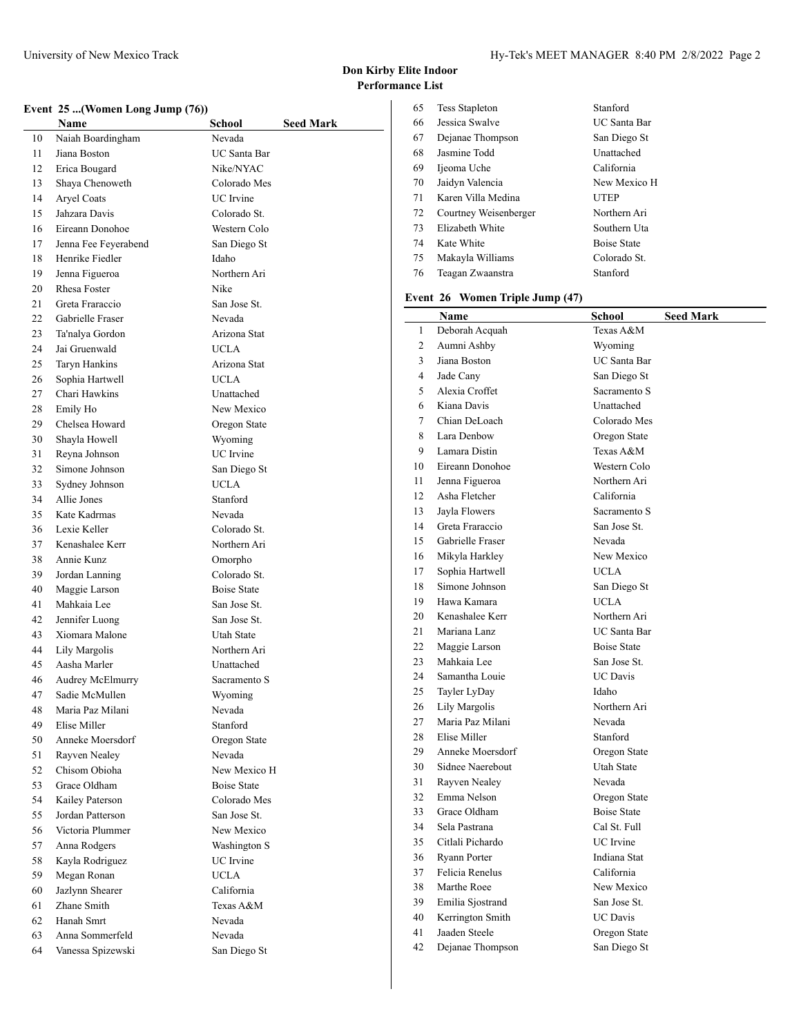# Don Kirby Elite Indoor
## Performance List

### Event 25 ...(Women Long Jump (76))

| | Name | School | Seed Mark |
|---|---|---|---|
| 10 | Naiah Boardingham | Nevada | |
| 11 | Jiana Boston | UC Santa Bar | |
| 12 | Erica Bougard | Nike/NYAC | |
| 13 | Shaya Chenoweth | Colorado Mes | |
| 14 | Aryel Coats | UC Irvine | |
| 15 | Jahzara Davis | Colorado St. | |
| 16 | Eireann Donohoe | Western Colo | |
| 17 | Jenna Fee Feyerabend | San Diego St | |
| 18 | Henrike Fiedler | Idaho | |
| 19 | Jenna Figueroa | Northern Ari | |
| 20 | Rhesa Foster | Nike | |
| 21 | Greta Fraraccio | San Jose St. | |
| 22 | Gabrielle Fraser | Nevada | |
| 23 | Ta'nalya Gordon | Arizona Stat | |
| 24 | Jai Gruenwald | UCLA | |
| 25 | Taryn Hankins | Arizona Stat | |
| 26 | Sophia Hartwell | UCLA | |
| 27 | Chari Hawkins | Unattached | |
| 28 | Emily Ho | New Mexico | |
| 29 | Chelsea Howard | Oregon State | |
| 30 | Shayla Howell | Wyoming | |
| 31 | Reyna Johnson | UC Irvine | |
| 32 | Simone Johnson | San Diego St | |
| 33 | Sydney Johnson | UCLA | |
| 34 | Allie Jones | Stanford | |
| 35 | Kate Kadrmas | Nevada | |
| 36 | Lexie Keller | Colorado St. | |
| 37 | Kenashalee Kerr | Northern Ari | |
| 38 | Annie Kunz | Omorpho | |
| 39 | Jordan Lanning | Colorado St. | |
| 40 | Maggie Larson | Boise State | |
| 41 | Mahkaia Lee | San Jose St. | |
| 42 | Jennifer Luong | San Jose St. | |
| 43 | Xiomara Malone | Utah State | |
| 44 | Lily Margolis | Northern Ari | |
| 45 | Aasha Marler | Unattached | |
| 46 | Audrey McElmurry | Sacramento S | |
| 47 | Sadie McMullen | Wyoming | |
| 48 | Maria Paz Milani | Nevada | |
| 49 | Elise Miller | Stanford | |
| 50 | Anneke Moersdorf | Oregon State | |
| 51 | Rayven Nealey | Nevada | |
| 52 | Chisom Obioha | New Mexico H | |
| 53 | Grace Oldham | Boise State | |
| 54 | Kailey Paterson | Colorado Mes | |
| 55 | Jordan Patterson | San Jose St. | |
| 56 | Victoria Plummer | New Mexico | |
| 57 | Anna Rodgers | Washington S | |
| 58 | Kayla Rodriguez | UC Irvine | |
| 59 | Megan Ronan | UCLA | |
| 60 | Jazlynn Shearer | California | |
| 61 | Zhane Smith | Texas A&M | |
| 62 | Hanah Smrt | Nevada | |
| 63 | Anna Sommerfeld | Nevada | |
| 64 | Vanessa Spizewski | San Diego St | |
| 65 | Tess Stapleton | Stanford | |
| 66 | Jessica Swalve | UC Santa Bar | |
| 67 | Dejanae Thompson | San Diego St | |
| 68 | Jasmine Todd | Unattached | |
| 69 | Ijeoma Uche | California | |
| 70 | Jaidyn Valencia | New Mexico H | |
| 71 | Karen Villa Medina | UTEP | |
| 72 | Courtney Weisenberger | Northern Ari | |
| 73 | Elizabeth White | Southern Uta | |
| 74 | Kate White | Boise State | |
| 75 | Makayla Williams | Colorado St. | |
| 76 | Teagan Zwaanstra | Stanford | |

### Event 26 Women Triple Jump (47)

| | Name | School | Seed Mark |
|---|---|---|---|
| 1 | Deborah Acquah | Texas A&M | |
| 2 | Aumni Ashby | Wyoming | |
| 3 | Jiana Boston | UC Santa Bar | |
| 4 | Jade Cany | San Diego St | |
| 5 | Alexia Croffet | Sacramento S | |
| 6 | Kiana Davis | Unattached | |
| 7 | Chian DeLoach | Colorado Mes | |
| 8 | Lara Denbow | Oregon State | |
| 9 | Lamara Distin | Texas A&M | |
| 10 | Eireann Donohoe | Western Colo | |
| 11 | Jenna Figueroa | Northern Ari | |
| 12 | Asha Fletcher | California | |
| 13 | Jayla Flowers | Sacramento S | |
| 14 | Greta Fraraccio | San Jose St. | |
| 15 | Gabrielle Fraser | Nevada | |
| 16 | Mikyla Harkley | New Mexico | |
| 17 | Sophia Hartwell | UCLA | |
| 18 | Simone Johnson | San Diego St | |
| 19 | Hawa Kamara | UCLA | |
| 20 | Kenashalee Kerr | Northern Ari | |
| 21 | Mariana Lanz | UC Santa Bar | |
| 22 | Maggie Larson | Boise State | |
| 23 | Mahkaia Lee | San Jose St. | |
| 24 | Samantha Louie | UC Davis | |
| 25 | Tayler LyDay | Idaho | |
| 26 | Lily Margolis | Northern Ari | |
| 27 | Maria Paz Milani | Nevada | |
| 28 | Elise Miller | Stanford | |
| 29 | Anneke Moersdorf | Oregon State | |
| 30 | Sidnee Naerebout | Utah State | |
| 31 | Rayven Nealey | Nevada | |
| 32 | Emma Nelson | Oregon State | |
| 33 | Grace Oldham | Boise State | |
| 34 | Sela Pastrana | Cal St. Full | |
| 35 | Citlali Pichardo | UC Irvine | |
| 36 | Ryann Porter | Indiana Stat | |
| 37 | Felicia Renelus | California | |
| 38 | Marthe Roee | New Mexico | |
| 39 | Emilia Sjostrand | San Jose St. | |
| 40 | Kerrington Smith | UC Davis | |
| 41 | Jaaden Steele | Oregon State | |
| 42 | Dejanae Thompson | San Diego St | |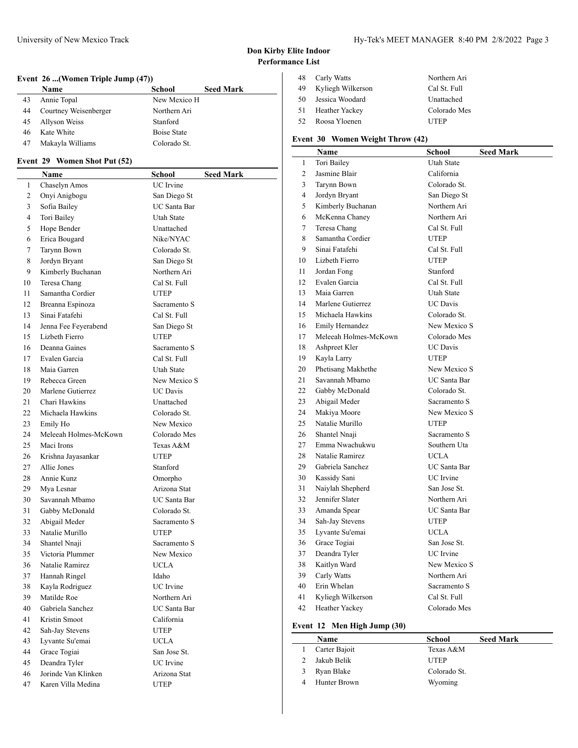# Don Kirby Elite Indoor
## Performance List

### Event 26 ...(Women Triple Jump (47))

| | Name | School | Seed Mark |
|---|---|---|---|
| 43 | Annie Topal | New Mexico H | |
| 44 | Courtney Weisenberger | Northern Ari | |
| 45 | Allyson Weiss | Stanford | |
| 46 | Kate White | Boise State | |
| 47 | Makayla Williams | Colorado St. | |

### Event 29 Women Shot Put (52)

| | Name | School | Seed Mark |
|---|---|---|---|
| 1 | Chaselyn Amos | UC Irvine | |
| 2 | Onyi Anigbogu | San Diego St | |
| 3 | Sofia Bailey | UC Santa Bar | |
| 4 | Tori Bailey | Utah State | |
| 5 | Hope Bender | Unattached | |
| 6 | Erica Bougard | Nike/NYAC | |
| 7 | Tarynn Bown | Colorado St. | |
| 8 | Jordyn Bryant | San Diego St | |
| 9 | Kimberly Buchanan | Northern Ari | |
| 10 | Teresa Chang | Cal St. Full | |
| 11 | Samantha Cordier | UTEP | |
| 12 | Breanna Espinoza | Sacramento S | |
| 13 | Sinai Fatafehi | Cal St. Full | |
| 14 | Jenna Fee Feyerabend | San Diego St | |
| 15 | Lizbeth Fierro | UTEP | |
| 16 | Deanna Gaines | Sacramento S | |
| 17 | Evalen Garcia | Cal St. Full | |
| 18 | Maia Garren | Utah State | |
| 19 | Rebecca Green | New Mexico S | |
| 20 | Marlene Gutierrez | UC Davis | |
| 21 | Chari Hawkins | Unattached | |
| 22 | Michaela Hawkins | Colorado St. | |
| 23 | Emily Ho | New Mexico | |
| 24 | Meleeah Holmes-McKown | Colorado Mes | |
| 25 | Maci Irons | Texas A&M | |
| 26 | Krishna Jayasankar | UTEP | |
| 27 | Allie Jones | Stanford | |
| 28 | Annie Kunz | Omorpho | |
| 29 | Mya Lesnar | Arizona Stat | |
| 30 | Savannah Mbamo | UC Santa Bar | |
| 31 | Gabby McDonald | Colorado St. | |
| 32 | Abigail Meder | Sacramento S | |
| 33 | Natalie Murillo | UTEP | |
| 34 | Shantel Nnaji | Sacramento S | |
| 35 | Victoria Plummer | New Mexico | |
| 36 | Natalie Ramirez | UCLA | |
| 37 | Hannah Ringel | Idaho | |
| 38 | Kayla Rodriguez | UC Irvine | |
| 39 | Matilde Roe | Northern Ari | |
| 40 | Gabriela Sanchez | UC Santa Bar | |
| 41 | Kristin Smoot | California | |
| 42 | Sah-Jay Stevens | UTEP | |
| 43 | Lyvante Su'emai | UCLA | |
| 44 | Grace Togiai | San Jose St. | |
| 45 | Deandra Tyler | UC Irvine | |
| 46 | Jorinde Van Klinken | Arizona Stat | |
| 47 | Karen Villa Medina | UTEP | |
| 48 | Carly Watts | Northern Ari | |
| 49 | Kyliegh Wilkerson | Cal St. Full | |
| 50 | Jessica Woodard | Unattached | |
| 51 | Heather Yackey | Colorado Mes | |
| 52 | Roosa Yloenen | UTEP | |

### Event 30 Women Weight Throw (42)

| | Name | School | Seed Mark |
|---|---|---|---|
| 1 | Tori Bailey | Utah State | |
| 2 | Jasmine Blair | California | |
| 3 | Tarynn Bown | Colorado St. | |
| 4 | Jordyn Bryant | San Diego St | |
| 5 | Kimberly Buchanan | Northern Ari | |
| 6 | McKenna Chaney | Northern Ari | |
| 7 | Teresa Chang | Cal St. Full | |
| 8 | Samantha Cordier | UTEP | |
| 9 | Sinai Fatafehi | Cal St. Full | |
| 10 | Lizbeth Fierro | UTEP | |
| 11 | Jordan Fong | Stanford | |
| 12 | Evalen Garcia | Cal St. Full | |
| 13 | Maia Garren | Utah State | |
| 14 | Marlene Gutierrez | UC Davis | |
| 15 | Michaela Hawkins | Colorado St. | |
| 16 | Emily Hernandez | New Mexico S | |
| 17 | Meleeah Holmes-McKown | Colorado Mes | |
| 18 | Ashpreet Kler | UC Davis | |
| 19 | Kayla Larry | UTEP | |
| 20 | Phetisang Makhethe | New Mexico S | |
| 21 | Savannah Mbamo | UC Santa Bar | |
| 22 | Gabby McDonald | Colorado St. | |
| 23 | Abigail Meder | Sacramento S | |
| 24 | Makiya Moore | New Mexico S | |
| 25 | Natalie Murillo | UTEP | |
| 26 | Shantel Nnaji | Sacramento S | |
| 27 | Emma Nwachukwu | Southern Uta | |
| 28 | Natalie Ramirez | UCLA | |
| 29 | Gabriela Sanchez | UC Santa Bar | |
| 30 | Kassidy Sani | UC Irvine | |
| 31 | Naiylah Shepherd | San Jose St. | |
| 32 | Jennifer Slater | Northern Ari | |
| 33 | Amanda Spear | UC Santa Bar | |
| 34 | Sah-Jay Stevens | UTEP | |
| 35 | Lyvante Su'emai | UCLA | |
| 36 | Grace Togiai | San Jose St. | |
| 37 | Deandra Tyler | UC Irvine | |
| 38 | Kaitlyn Ward | New Mexico S | |
| 39 | Carly Watts | Northern Ari | |
| 40 | Erin Whelan | Sacramento S | |
| 41 | Kyliegh Wilkerson | Cal St. Full | |
| 42 | Heather Yackey | Colorado Mes | |

### Event 12 Men High Jump (30)

| | Name | School | Seed Mark |
|---|---|---|---|
| 1 | Carter Bajoit | Texas A&M | |
| 2 | Jakub Belik | UTEP | |
| 3 | Ryan Blake | Colorado St. | |
| 4 | Hunter Brown | Wyoming | |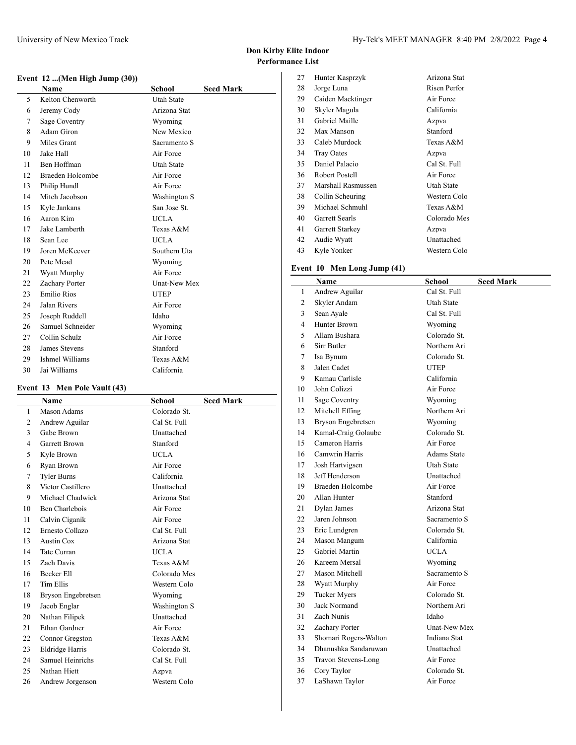## Don Kirby Elite Indoor
## Performance List

### Event 12 ...(Men High Jump (30))

| | Name | School | Seed Mark |
|---|---|---|---|
| 5 | Kelton Chenworth | Utah State | |
| 6 | Jeremy Cody | Arizona Stat | |
| 7 | Sage Coventry | Wyoming | |
| 8 | Adam Giron | New Mexico | |
| 9 | Miles Grant | Sacramento S | |
| 10 | Jake Hall | Air Force | |
| 11 | Ben Hoffman | Utah State | |
| 12 | Braeden Holcombe | Air Force | |
| 13 | Philip Hundl | Air Force | |
| 14 | Mitch Jacobson | Washington S | |
| 15 | Kyle Jankans | San Jose St. | |
| 16 | Aaron Kim | UCLA | |
| 17 | Jake Lamberth | Texas A&M | |
| 18 | Sean Lee | UCLA | |
| 19 | Joren McKeever | Southern Uta | |
| 20 | Pete Mead | Wyoming | |
| 21 | Wyatt Murphy | Air Force | |
| 22 | Zachary Porter | Unat-New Mex | |
| 23 | Emilio Rios | UTEP | |
| 24 | Jalan Rivers | Air Force | |
| 25 | Joseph Ruddell | Idaho | |
| 26 | Samuel Schneider | Wyoming | |
| 27 | Collin Schulz | Air Force | |
| 28 | James Stevens | Stanford | |
| 29 | Ishmel Williams | Texas A&M | |
| 30 | Jai Williams | California | |

### Event 13 Men Pole Vault (43)

| | Name | School | Seed Mark |
|---|---|---|---|
| 1 | Mason Adams | Colorado St. | |
| 2 | Andrew Aguilar | Cal St. Full | |
| 3 | Gabe Brown | Unattached | |
| 4 | Garrett Brown | Stanford | |
| 5 | Kyle Brown | UCLA | |
| 6 | Ryan Brown | Air Force | |
| 7 | Tyler Burns | California | |
| 8 | Victor Castillero | Unattached | |
| 9 | Michael Chadwick | Arizona Stat | |
| 10 | Ben Charlebois | Air Force | |
| 11 | Calvin Ciganik | Air Force | |
| 12 | Ernesto Collazo | Cal St. Full | |
| 13 | Austin Cox | Arizona Stat | |
| 14 | Tate Curran | UCLA | |
| 15 | Zach Davis | Texas A&M | |
| 16 | Becker Ell | Colorado Mes | |
| 17 | Tim Ellis | Western Colo | |
| 18 | Bryson Engebretsen | Wyoming | |
| 19 | Jacob Englar | Washington S | |
| 20 | Nathan Filipek | Unattached | |
| 21 | Ethan Gardner | Air Force | |
| 22 | Connor Gregston | Texas A&M | |
| 23 | Eldridge Harris | Colorado St. | |
| 24 | Samuel Heinrichs | Cal St. Full | |
| 25 | Nathan Hiett | Azpva | |
| 26 | Andrew Jorgenson | Western Colo | |
| 27 | Hunter Kasprzyk | Arizona Stat | |
| 28 | Jorge Luna | Risen Perfor | |
| 29 | Caiden Macktinger | Air Force | |
| 30 | Skyler Magula | California | |
| 31 | Gabriel Maille | Azpva | |
| 32 | Max Manson | Stanford | |
| 33 | Caleb Murdock | Texas A&M | |
| 34 | Tray Oates | Azpva | |
| 35 | Daniel Palacio | Cal St. Full | |
| 36 | Robert Postell | Air Force | |
| 37 | Marshall Rasmussen | Utah State | |
| 38 | Collin Scheuring | Western Colo | |
| 39 | Michael Schmuhl | Texas A&M | |
| 40 | Garrett Searls | Colorado Mes | |
| 41 | Garrett Starkey | Azpva | |
| 42 | Audie Wyatt | Unattached | |
| 43 | Kyle Yonker | Western Colo | |

### Event 10 Men Long Jump (41)

| | Name | School | Seed Mark |
|---|---|---|---|
| 1 | Andrew Aguilar | Cal St. Full | |
| 2 | Skyler Andam | Utah State | |
| 3 | Sean Ayale | Cal St. Full | |
| 4 | Hunter Brown | Wyoming | |
| 5 | Allam Bushara | Colorado St. | |
| 6 | Sirr Butler | Northern Ari | |
| 7 | Isa Bynum | Colorado St. | |
| 8 | Jalen Cadet | UTEP | |
| 9 | Kamau Carlisle | California | |
| 10 | John Colizzi | Air Force | |
| 11 | Sage Coventry | Wyoming | |
| 12 | Mitchell Effing | Northern Ari | |
| 13 | Bryson Engebretsen | Wyoming | |
| 14 | Kamal-Craig Golaube | Colorado St. | |
| 15 | Cameron Harris | Air Force | |
| 16 | Camwrin Harris | Adams State | |
| 17 | Josh Hartvigsen | Utah State | |
| 18 | Jeff Henderson | Unattached | |
| 19 | Braeden Holcombe | Air Force | |
| 20 | Allan Hunter | Stanford | |
| 21 | Dylan James | Arizona Stat | |
| 22 | Jaren Johnson | Sacramento S | |
| 23 | Eric Lundgren | Colorado St. | |
| 24 | Mason Mangum | California | |
| 25 | Gabriel Martin | UCLA | |
| 26 | Kareem Mersal | Wyoming | |
| 27 | Mason Mitchell | Sacramento S | |
| 28 | Wyatt Murphy | Air Force | |
| 29 | Tucker Myers | Colorado St. | |
| 30 | Jack Normand | Northern Ari | |
| 31 | Zach Nunis | Idaho | |
| 32 | Zachary Porter | Unat-New Mex | |
| 33 | Shomari Rogers-Walton | Indiana Stat | |
| 34 | Dhanushka Sandaruwan | Unattached | |
| 35 | Travon Stevens-Long | Air Force | |
| 36 | Cory Taylor | Colorado St. | |
| 37 | LaShawn Taylor | Air Force | |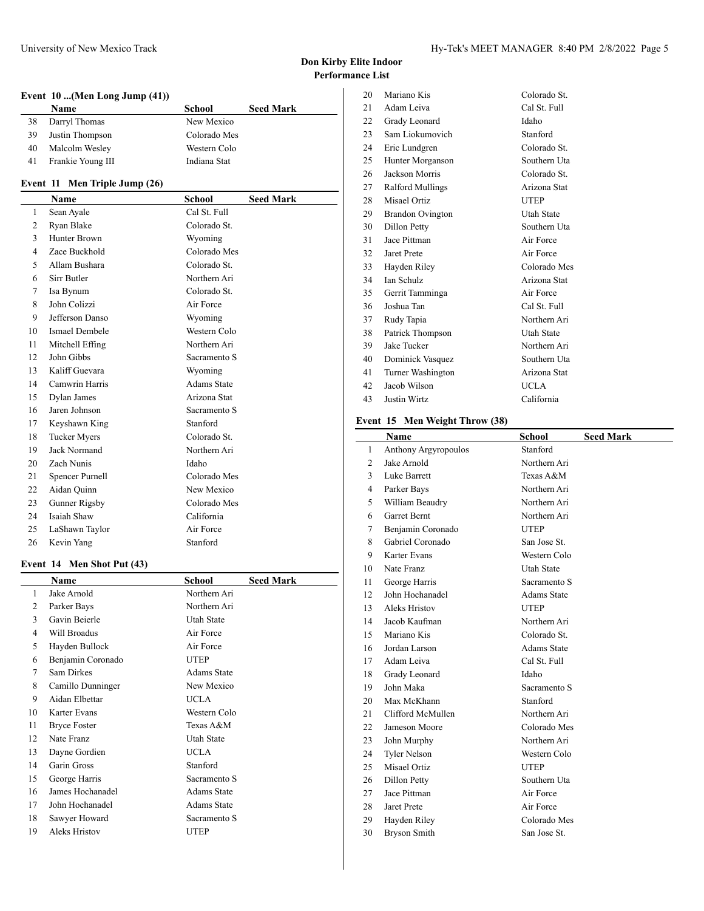# Don Kirby Elite Indoor
## Performance List

### Event 10 ...(Men Long Jump (41))

| | Name | School | Seed Mark |
|---|---|---|---|
| 38 | Darryl Thomas | New Mexico | |
| 39 | Justin Thompson | Colorado Mes | |
| 40 | Malcolm Wesley | Western Colo | |
| 41 | Frankie Young III | Indiana Stat | |

### Event 11 Men Triple Jump (26)

| | Name | School | Seed Mark |
|---|---|---|---|
| 1 | Sean Ayale | Cal St. Full | |
| 2 | Ryan Blake | Colorado St. | |
| 3 | Hunter Brown | Wyoming | |
| 4 | Zace Buckhold | Colorado Mes | |
| 5 | Allam Bushara | Colorado St. | |
| 6 | Sirr Butler | Northern Ari | |
| 7 | Isa Bynum | Colorado St. | |
| 8 | John Colizzi | Air Force | |
| 9 | Jefferson Danso | Wyoming | |
| 10 | Ismael Dembele | Western Colo | |
| 11 | Mitchell Effing | Northern Ari | |
| 12 | John Gibbs | Sacramento S | |
| 13 | Kaliff Guevara | Wyoming | |
| 14 | Camwrin Harris | Adams State | |
| 15 | Dylan James | Arizona Stat | |
| 16 | Jaren Johnson | Sacramento S | |
| 17 | Keyshawn King | Stanford | |
| 18 | Tucker Myers | Colorado St. | |
| 19 | Jack Normand | Northern Ari | |
| 20 | Zach Nunis | Idaho | |
| 21 | Spencer Purnell | Colorado Mes | |
| 22 | Aidan Quinn | New Mexico | |
| 23 | Gunner Rigsby | Colorado Mes | |
| 24 | Isaiah Shaw | California | |
| 25 | LaShawn Taylor | Air Force | |
| 26 | Kevin Yang | Stanford | |

### Event 14 Men Shot Put (43)

| | Name | School | Seed Mark |
|---|---|---|---|
| 1 | Jake Arnold | Northern Ari | |
| 2 | Parker Bays | Northern Ari | |
| 3 | Gavin Beierle | Utah State | |
| 4 | Will Broadus | Air Force | |
| 5 | Hayden Bullock | Air Force | |
| 6 | Benjamin Coronado | UTEP | |
| 7 | Sam Dirkes | Adams State | |
| 8 | Camillo Dunninger | New Mexico | |
| 9 | Aidan Elbettar | UCLA | |
| 10 | Karter Evans | Western Colo | |
| 11 | Bryce Foster | Texas A&M | |
| 12 | Nate Franz | Utah State | |
| 13 | Dayne Gordien | UCLA | |
| 14 | Garin Gross | Stanford | |
| 15 | George Harris | Sacramento S | |
| 16 | James Hochanadel | Adams State | |
| 17 | John Hochanadel | Adams State | |
| 18 | Sawyer Howard | Sacramento S | |
| 19 | Aleks Hristov | UTEP | |
| 20 | Mariano Kis | Colorado St. | |
| 21 | Adam Leiva | Cal St. Full | |
| 22 | Grady Leonard | Idaho | |
| 23 | Sam Liokumovich | Stanford | |
| 24 | Eric Lundgren | Colorado St. | |
| 25 | Hunter Morganson | Southern Uta | |
| 26 | Jackson Morris | Colorado St. | |
| 27 | Ralford Mullings | Arizona Stat | |
| 28 | Misael Ortiz | UTEP | |
| 29 | Brandon Ovington | Utah State | |
| 30 | Dillon Petty | Southern Uta | |
| 31 | Jace Pittman | Air Force | |
| 32 | Jaret Prete | Air Force | |
| 33 | Hayden Riley | Colorado Mes | |
| 34 | Ian Schulz | Arizona Stat | |
| 35 | Gerrit Tamminga | Air Force | |
| 36 | Joshua Tan | Cal St. Full | |
| 37 | Rudy Tapia | Northern Ari | |
| 38 | Patrick Thompson | Utah State | |
| 39 | Jake Tucker | Northern Ari | |
| 40 | Dominick Vasquez | Southern Uta | |
| 41 | Turner Washington | Arizona Stat | |
| 42 | Jacob Wilson | UCLA | |
| 43 | Justin Wirtz | California | |

### Event 15 Men Weight Throw (38)

| | Name | School | Seed Mark |
|---|---|---|---|
| 1 | Anthony Argyropoulos | Stanford | |
| 2 | Jake Arnold | Northern Ari | |
| 3 | Luke Barrett | Texas A&M | |
| 4 | Parker Bays | Northern Ari | |
| 5 | William Beaudry | Northern Ari | |
| 6 | Garret Bernt | Northern Ari | |
| 7 | Benjamin Coronado | UTEP | |
| 8 | Gabriel Coronado | San Jose St. | |
| 9 | Karter Evans | Western Colo | |
| 10 | Nate Franz | Utah State | |
| 11 | George Harris | Sacramento S | |
| 12 | John Hochanadel | Adams State | |
| 13 | Aleks Hristov | UTEP | |
| 14 | Jacob Kaufman | Northern Ari | |
| 15 | Mariano Kis | Colorado St. | |
| 16 | Jordan Larson | Adams State | |
| 17 | Adam Leiva | Cal St. Full | |
| 18 | Grady Leonard | Idaho | |
| 19 | John Maka | Sacramento S | |
| 20 | Max McKhann | Stanford | |
| 21 | Clifford McMullen | Northern Ari | |
| 22 | Jameson Moore | Colorado Mes | |
| 23 | John Murphy | Northern Ari | |
| 24 | Tyler Nelson | Western Colo | |
| 25 | Misael Ortiz | UTEP | |
| 26 | Dillon Petty | Southern Uta | |
| 27 | Jace Pittman | Air Force | |
| 28 | Jaret Prete | Air Force | |
| 29 | Hayden Riley | Colorado Mes | |
| 30 | Bryson Smith | San Jose St. | |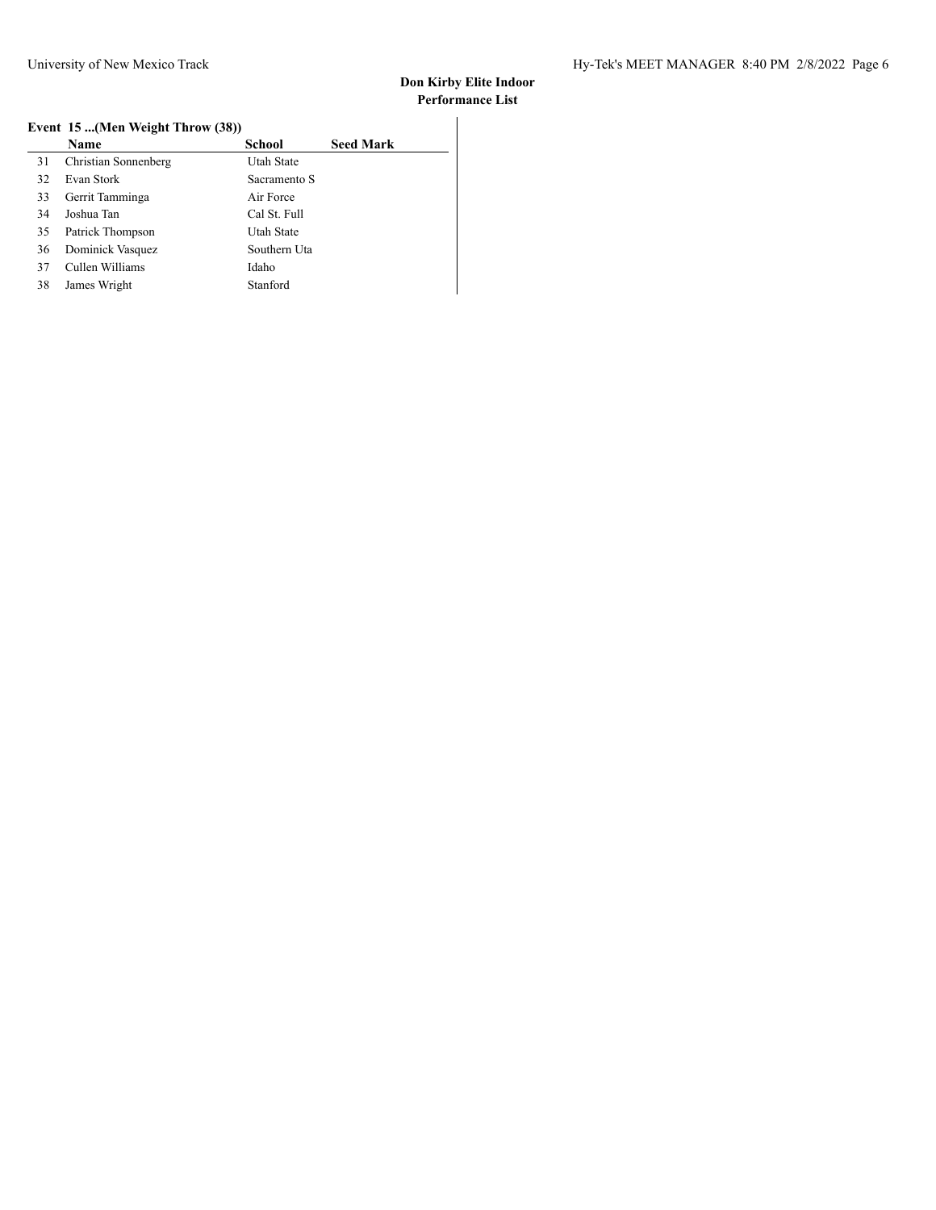**Don Kirby Elite Indoor**
**Performance List**

**Event 15 ...(Men Weight Throw (38))**

| | Name | School | Seed Mark |
|---|---|---|---|
| 31 | Christian Sonnenberg | Utah State | |
| 32 | Evan Stork | Sacramento S | |
| 33 | Gerrit Tamminga | Air Force | |
| 34 | Joshua Tan | Cal St. Full | |
| 35 | Patrick Thompson | Utah State | |
| 36 | Dominick Vasquez | Southern Uta | |
| 37 | Cullen Williams | Idaho | |
| 38 | James Wright | Stanford | |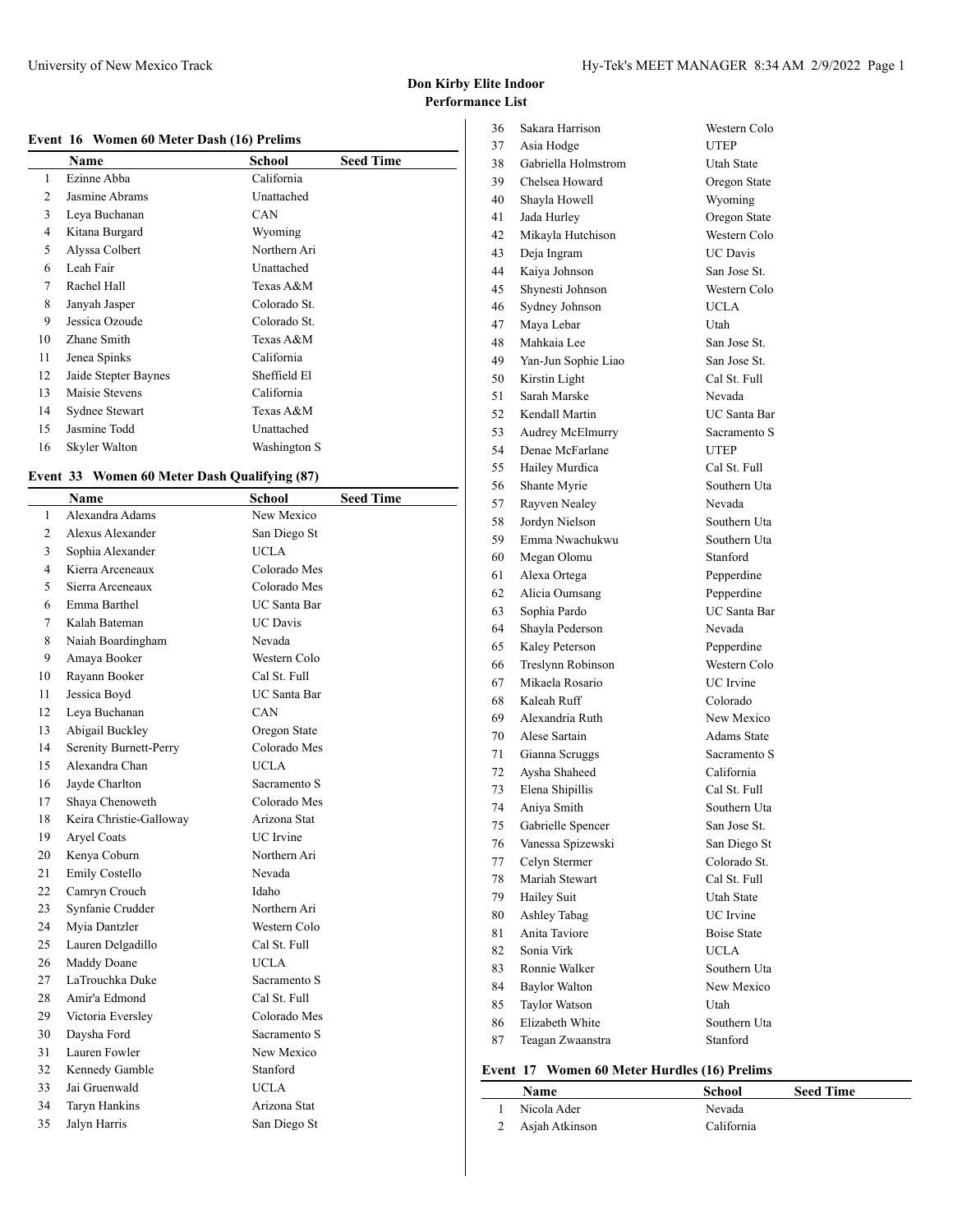# Don Kirby Elite Indoor

## Performance List

### Event 16 Women 60 Meter Dash (16) Prelims

| | Name | School | Seed Time |
|---|---|---|---|
| 1 | Ezinne Abba | California | |
| 2 | Jasmine Abrams | Unattached | |
| 3 | Leya Buchanan | CAN | |
| 4 | Kitana Burgard | Wyoming | |
| 5 | Alyssa Colbert | Northern Ari | |
| 6 | Leah Fair | Unattached | |
| 7 | Rachel Hall | Texas A&M | |
| 8 | Janyah Jasper | Colorado St. | |
| 9 | Jessica Ozoude | Colorado St. | |
| 10 | Zhane Smith | Texas A&M | |
| 11 | Jenea Spinks | California | |
| 12 | Jaide Stepter Baynes | Sheffield El | |
| 13 | Maisie Stevens | California | |
| 14 | Sydnee Stewart | Texas A&M | |
| 15 | Jasmine Todd | Unattached | |
| 16 | Skyler Walton | Washington S | |

### Event 33 Women 60 Meter Dash Qualifying (87)

| | Name | School | Seed Time |
|---|---|---|---|
| 1 | Alexandra Adams | New Mexico | |
| 2 | Alexus Alexander | San Diego St | |
| 3 | Sophia Alexander | UCLA | |
| 4 | Kierra Arceneaux | Colorado Mes | |
| 5 | Sierra Arceneaux | Colorado Mes | |
| 6 | Emma Barthel | UC Santa Bar | |
| 7 | Kalah Bateman | UC Davis | |
| 8 | Naiah Boardingham | Nevada | |
| 9 | Amaya Booker | Western Colo | |
| 10 | Rayann Booker | Cal St. Full | |
| 11 | Jessica Boyd | UC Santa Bar | |
| 12 | Leya Buchanan | CAN | |
| 13 | Abigail Buckley | Oregon State | |
| 14 | Serenity Burnett-Perry | Colorado Mes | |
| 15 | Alexandra Chan | UCLA | |
| 16 | Jayde Charlton | Sacramento S | |
| 17 | Shaya Chenoweth | Colorado Mes | |
| 18 | Keira Christie-Galloway | Arizona Stat | |
| 19 | Aryel Coats | UC Irvine | |
| 20 | Kenya Coburn | Northern Ari | |
| 21 | Emily Costello | Nevada | |
| 22 | Camryn Crouch | Idaho | |
| 23 | Synfanie Crudder | Northern Ari | |
| 24 | Myia Dantzler | Western Colo | |
| 25 | Lauren Delgadillo | Cal St. Full | |
| 26 | Maddy Doane | UCLA | |
| 27 | LaTrouchka Duke | Sacramento S | |
| 28 | Amir'a Edmond | Cal St. Full | |
| 29 | Victoria Eversley | Colorado Mes | |
| 30 | Daysha Ford | Sacramento S | |
| 31 | Lauren Fowler | New Mexico | |
| 32 | Kennedy Gamble | Stanford | |
| 33 | Jai Gruenwald | UCLA | |
| 34 | Taryn Hankins | Arizona Stat | |
| 35 | Jalyn Harris | San Diego St | |
| 36 | Sakara Harrison | Western Colo | |
| 37 | Asia Hodge | UTEP | |
| 38 | Gabriella Holmstrom | Utah State | |
| 39 | Chelsea Howard | Oregon State | |
| 40 | Shayla Howell | Wyoming | |
| 41 | Jada Hurley | Oregon State | |
| 42 | Mikayla Hutchison | Western Colo | |
| 43 | Deja Ingram | UC Davis | |
| 44 | Kaiya Johnson | San Jose St. | |
| 45 | Shynesti Johnson | Western Colo | |
| 46 | Sydney Johnson | UCLA | |
| 47 | Maya Lebar | Utah | |
| 48 | Mahkaia Lee | San Jose St. | |
| 49 | Yan-Jun Sophie Liao | San Jose St. | |
| 50 | Kirstin Light | Cal St. Full | |
| 51 | Sarah Marske | Nevada | |
| 52 | Kendall Martin | UC Santa Bar | |
| 53 | Audrey McElmurry | Sacramento S | |
| 54 | Denae McFarlane | UTEP | |
| 55 | Hailey Murdica | Cal St. Full | |
| 56 | Shante Myrie | Southern Uta | |
| 57 | Rayven Nealey | Nevada | |
| 58 | Jordyn Nielson | Southern Uta | |
| 59 | Emma Nwachukwu | Southern Uta | |
| 60 | Megan Olomu | Stanford | |
| 61 | Alexa Ortega | Pepperdine | |
| 62 | Alicia Oumsang | Pepperdine | |
| 63 | Sophia Pardo | UC Santa Bar | |
| 64 | Shayla Pederson | Nevada | |
| 65 | Kaley Peterson | Pepperdine | |
| 66 | Treslynn Robinson | Western Colo | |
| 67 | Mikaela Rosario | UC Irvine | |
| 68 | Kaleah Ruff | Colorado | |
| 69 | Alexandria Ruth | New Mexico | |
| 70 | Alese Sartain | Adams State | |
| 71 | Gianna Scruggs | Sacramento S | |
| 72 | Aysha Shaheed | California | |
| 73 | Elena Shipillis | Cal St. Full | |
| 74 | Aniya Smith | Southern Uta | |
| 75 | Gabrielle Spencer | San Jose St. | |
| 76 | Vanessa Spizewski | San Diego St | |
| 77 | Celyn Stermer | Colorado St. | |
| 78 | Mariah Stewart | Cal St. Full | |
| 79 | Hailey Suit | Utah State | |
| 80 | Ashley Tabag | UC Irvine | |
| 81 | Anita Taviore | Boise State | |
| 82 | Sonia Virk | UCLA | |
| 83 | Ronnie Walker | Southern Uta | |
| 84 | Baylor Walton | New Mexico | |
| 85 | Taylor Watson | Utah | |
| 86 | Elizabeth White | Southern Uta | |
| 87 | Teagan Zwaanstra | Stanford | |

### Event 17 Women 60 Meter Hurdles (16) Prelims

| | Name | School | Seed Time |
|---|---|---|---|
| 1 | Nicola Ader | Nevada | |
| 2 | Asjah Atkinson | California | |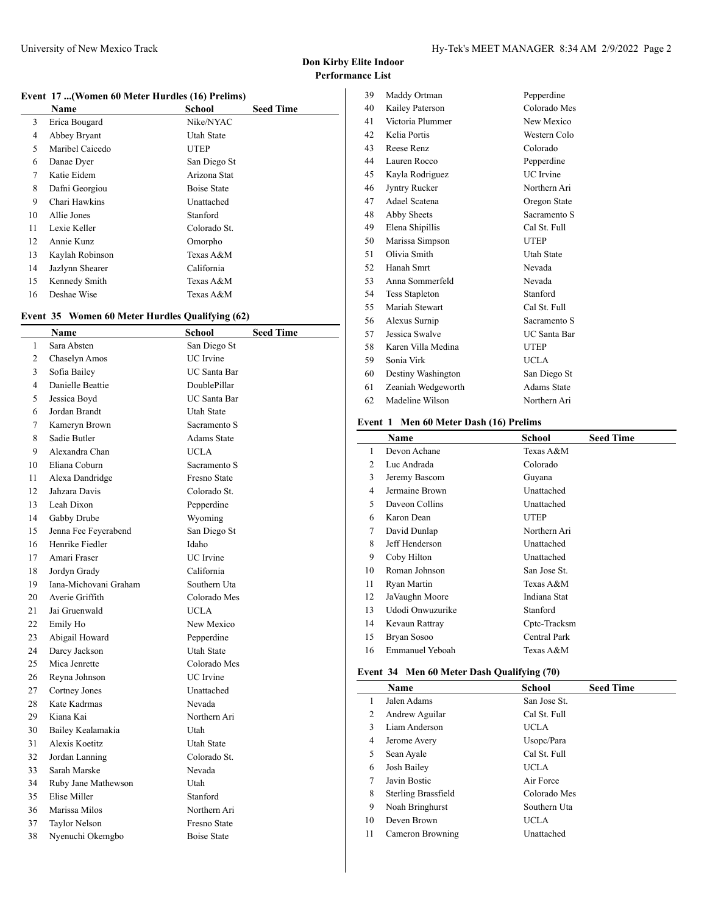# Don Kirby Elite Indoor

## Performance List

### Event 17 ...(Women 60 Meter Hurdles (16) Prelims)

| | Name | School | Seed Time |
|---|---|---|---|
| 3 | Erica Bougard | Nike/NYAC | |
| 4 | Abbey Bryant | Utah State | |
| 5 | Maribel Caicedo | UTEP | |
| 6 | Danae Dyer | San Diego St | |
| 7 | Katie Eidem | Arizona Stat | |
| 8 | Dafni Georgiou | Boise State | |
| 9 | Chari Hawkins | Unattached | |
| 10 | Allie Jones | Stanford | |
| 11 | Lexie Keller | Colorado St. | |
| 12 | Annie Kunz | Omorpho | |
| 13 | Kaylah Robinson | Texas A&M | |
| 14 | Jazlynn Shearer | California | |
| 15 | Kennedy Smith | Texas A&M | |
| 16 | Deshae Wise | Texas A&M | |

### Event 35 Women 60 Meter Hurdles Qualifying (62)

| | Name | School | Seed Time |
|---|---|---|---|
| 1 | Sara Absten | San Diego St | |
| 2 | Chaselyn Amos | UC Irvine | |
| 3 | Sofia Bailey | UC Santa Bar | |
| 4 | Danielle Beattie | DoublePillar | |
| 5 | Jessica Boyd | UC Santa Bar | |
| 6 | Jordan Brandt | Utah State | |
| 7 | Kameryn Brown | Sacramento S | |
| 8 | Sadie Butler | Adams State | |
| 9 | Alexandra Chan | UCLA | |
| 10 | Eliana Coburn | Sacramento S | |
| 11 | Alexa Dandridge | Fresno State | |
| 12 | Jahzara Davis | Colorado St. | |
| 13 | Leah Dixon | Pepperdine | |
| 14 | Gabby Drube | Wyoming | |
| 15 | Jenna Fee Feyerabend | San Diego St | |
| 16 | Henrike Fiedler | Idaho | |
| 17 | Amari Fraser | UC Irvine | |
| 18 | Jordyn Grady | California | |
| 19 | Iana-Michovani Graham | Southern Uta | |
| 20 | Averie Griffith | Colorado Mes | |
| 21 | Jai Gruenwald | UCLA | |
| 22 | Emily Ho | New Mexico | |
| 23 | Abigail Howard | Pepperdine | |
| 24 | Darcy Jackson | Utah State | |
| 25 | Mica Jenrette | Colorado Mes | |
| 26 | Reyna Johnson | UC Irvine | |
| 27 | Cortney Jones | Unattached | |
| 28 | Kate Kadrmas | Nevada | |
| 29 | Kiana Kai | Northern Ari | |
| 30 | Bailey Kealamakia | Utah | |
| 31 | Alexis Koetitz | Utah State | |
| 32 | Jordan Lanning | Colorado St. | |
| 33 | Sarah Marske | Nevada | |
| 34 | Ruby Jane Mathewson | Utah | |
| 35 | Elise Miller | Stanford | |
| 36 | Marissa Milos | Northern Ari | |
| 37 | Taylor Nelson | Fresno State | |
| 38 | Nyenuchi Okemgbo | Boise State | |
| 39 | Maddy Ortman | Pepperdine | |
| 40 | Kailey Paterson | Colorado Mes | |
| 41 | Victoria Plummer | New Mexico | |
| 42 | Kelia Portis | Western Colo | |
| 43 | Reese Renz | Colorado | |
| 44 | Lauren Rocco | Pepperdine | |
| 45 | Kayla Rodriguez | UC Irvine | |
| 46 | Jyntry Rucker | Northern Ari | |
| 47 | Adael Scatena | Oregon State | |
| 48 | Abby Sheets | Sacramento S | |
| 49 | Elena Shipillis | Cal St. Full | |
| 50 | Marissa Simpson | UTEP | |
| 51 | Olivia Smith | Utah State | |
| 52 | Hanah Smrt | Nevada | |
| 53 | Anna Sommerfeld | Nevada | |
| 54 | Tess Stapleton | Stanford | |
| 55 | Mariah Stewart | Cal St. Full | |
| 56 | Alexus Surnip | Sacramento S | |
| 57 | Jessica Swalve | UC Santa Bar | |
| 58 | Karen Villa Medina | UTEP | |
| 59 | Sonia Virk | UCLA | |
| 60 | Destiny Washington | San Diego St | |
| 61 | Zeaniah Wedgeworth | Adams State | |
| 62 | Madeline Wilson | Northern Ari | |

### Event 1 Men 60 Meter Dash (16) Prelims

| | Name | School | Seed Time |
|---|---|---|---|
| 1 | Devon Achane | Texas A&M | |
| 2 | Luc Andrada | Colorado | |
| 3 | Jeremy Bascom | Guyana | |
| 4 | Jermaine Brown | Unattached | |
| 5 | Daveon Collins | Unattached | |
| 6 | Karon Dean | UTEP | |
| 7 | David Dunlap | Northern Ari | |
| 8 | Jeff Henderson | Unattached | |
| 9 | Coby Hilton | Unattached | |
| 10 | Roman Johnson | San Jose St. | |
| 11 | Ryan Martin | Texas A&M | |
| 12 | JaVaughn Moore | Indiana Stat | |
| 13 | Udodi Onwuzurike | Stanford | |
| 14 | Kevaun Rattray | Cptc-Tracksm | |
| 15 | Bryan Sosoo | Central Park | |
| 16 | Emmanuel Yeboah | Texas A&M | |

### Event 34 Men 60 Meter Dash Qualifying (70)

| | Name | School | Seed Time |
|---|---|---|---|
| 1 | Jalen Adams | San Jose St. | |
| 2 | Andrew Aguilar | Cal St. Full | |
| 3 | Liam Anderson | UCLA | |
| 4 | Jerome Avery | Usopc/Para | |
| 5 | Sean Ayale | Cal St. Full | |
| 6 | Josh Bailey | UCLA | |
| 7 | Javin Bostic | Air Force | |
| 8 | Sterling Brassfield | Colorado Mes | |
| 9 | Noah Bringhurst | Southern Uta | |
| 10 | Deven Brown | UCLA | |
| 11 | Cameron Browning | Unattached | |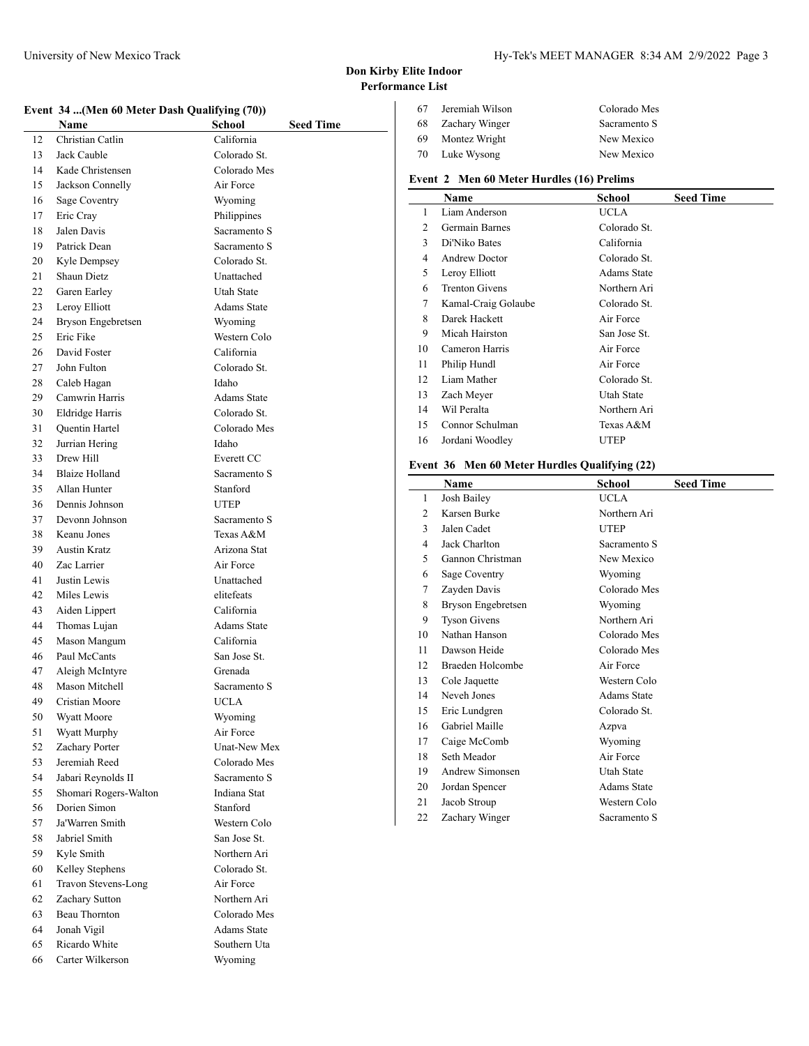## Don Kirby Elite Indoor
## Performance List

### Event 34 ...(Men 60 Meter Dash Qualifying (70))

| | Name | School | Seed Time |
|---|---|---|---|
| 12 | Christian Catlin | California | |
| 13 | Jack Cauble | Colorado St. | |
| 14 | Kade Christensen | Colorado Mes | |
| 15 | Jackson Connelly | Air Force | |
| 16 | Sage Coventry | Wyoming | |
| 17 | Eric Cray | Philippines | |
| 18 | Jalen Davis | Sacramento S | |
| 19 | Patrick Dean | Sacramento S | |
| 20 | Kyle Dempsey | Colorado St. | |
| 21 | Shaun Dietz | Unattached | |
| 22 | Garen Earley | Utah State | |
| 23 | Leroy Elliott | Adams State | |
| 24 | Bryson Engebretsen | Wyoming | |
| 25 | Eric Fike | Western Colo | |
| 26 | David Foster | California | |
| 27 | John Fulton | Colorado St. | |
| 28 | Caleb Hagan | Idaho | |
| 29 | Camwrin Harris | Adams State | |
| 30 | Eldridge Harris | Colorado St. | |
| 31 | Quentin Hartel | Colorado Mes | |
| 32 | Jurrian Hering | Idaho | |
| 33 | Drew Hill | Everett CC | |
| 34 | Blaize Holland | Sacramento S | |
| 35 | Allan Hunter | Stanford | |
| 36 | Dennis Johnson | UTEP | |
| 37 | Devonn Johnson | Sacramento S | |
| 38 | Keanu Jones | Texas A&M | |
| 39 | Austin Kratz | Arizona Stat | |
| 40 | Zac Larrier | Air Force | |
| 41 | Justin Lewis | Unattached | |
| 42 | Miles Lewis | elitefeats | |
| 43 | Aiden Lippert | California | |
| 44 | Thomas Lujan | Adams State | |
| 45 | Mason Mangum | California | |
| 46 | Paul McCants | San Jose St. | |
| 47 | Aleigh McIntyre | Grenada | |
| 48 | Mason Mitchell | Sacramento S | |
| 49 | Cristian Moore | UCLA | |
| 50 | Wyatt Moore | Wyoming | |
| 51 | Wyatt Murphy | Air Force | |
| 52 | Zachary Porter | Unat-New Mex | |
| 53 | Jeremiah Reed | Colorado Mes | |
| 54 | Jabari Reynolds II | Sacramento S | |
| 55 | Shomari Rogers-Walton | Indiana Stat | |
| 56 | Dorien Simon | Stanford | |
| 57 | Ja'Warren Smith | Western Colo | |
| 58 | Jabriel Smith | San Jose St. | |
| 59 | Kyle Smith | Northern Ari | |
| 60 | Kelley Stephens | Colorado St. | |
| 61 | Travon Stevens-Long | Air Force | |
| 62 | Zachary Sutton | Northern Ari | |
| 63 | Beau Thornton | Colorado Mes | |
| 64 | Jonah Vigil | Adams State | |
| 65 | Ricardo White | Southern Uta | |
| 66 | Carter Wilkerson | Wyoming | |
| 67 | Jeremiah Wilson | Colorado Mes | |
| 68 | Zachary Winger | Sacramento S | |
| 69 | Montez Wright | New Mexico | |
| 70 | Luke Wysong | New Mexico | |

### Event 2 Men 60 Meter Hurdles (16) Prelims

| | Name | School | Seed Time |
|---|---|---|---|
| 1 | Liam Anderson | UCLA | |
| 2 | Germain Barnes | Colorado St. | |
| 3 | Di'Niko Bates | California | |
| 4 | Andrew Doctor | Colorado St. | |
| 5 | Leroy Elliott | Adams State | |
| 6 | Trenton Givens | Northern Ari | |
| 7 | Kamal-Craig Golaube | Colorado St. | |
| 8 | Darek Hackett | Air Force | |
| 9 | Micah Hairston | San Jose St. | |
| 10 | Cameron Harris | Air Force | |
| 11 | Philip Hundl | Air Force | |
| 12 | Liam Mather | Colorado St. | |
| 13 | Zach Meyer | Utah State | |
| 14 | Wil Peralta | Northern Ari | |
| 15 | Connor Schulman | Texas A&M | |
| 16 | Jordani Woodley | UTEP | |

### Event 36 Men 60 Meter Hurdles Qualifying (22)

| | Name | School | Seed Time |
|---|---|---|---|
| 1 | Josh Bailey | UCLA | |
| 2 | Karsen Burke | Northern Ari | |
| 3 | Jalen Cadet | UTEP | |
| 4 | Jack Charlton | Sacramento S | |
| 5 | Gannon Christman | New Mexico | |
| 6 | Sage Coventry | Wyoming | |
| 7 | Zayden Davis | Colorado Mes | |
| 8 | Bryson Engebretsen | Wyoming | |
| 9 | Tyson Givens | Northern Ari | |
| 10 | Nathan Hanson | Colorado Mes | |
| 11 | Dawson Heide | Colorado Mes | |
| 12 | Braeden Holcombe | Air Force | |
| 13 | Cole Jaquette | Western Colo | |
| 14 | Neveh Jones | Adams State | |
| 15 | Eric Lundgren | Colorado St. | |
| 16 | Gabriel Maille | Azpva | |
| 17 | Caige McComb | Wyoming | |
| 18 | Seth Meador | Air Force | |
| 19 | Andrew Simonsen | Utah State | |
| 20 | Jordan Spencer | Adams State | |
| 21 | Jacob Stroup | Western Colo | |
| 22 | Zachary Winger | Sacramento S | |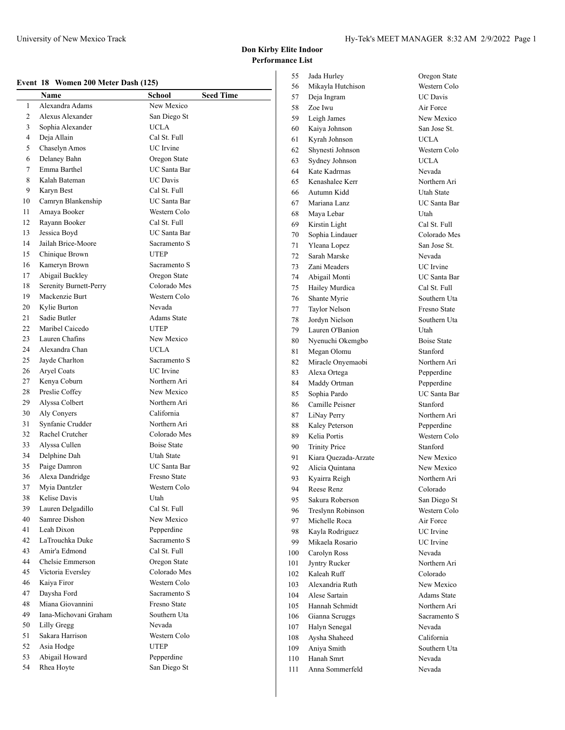## Don Kirby Elite Indoor

### Performance List

### Event 18 Women 200 Meter Dash (125)

| | Name | School | Seed Time |
|---|---|---|---|
| 1 | Alexandra Adams | New Mexico | |
| 2 | Alexus Alexander | San Diego St | |
| 3 | Sophia Alexander | UCLA | |
| 4 | Deja Allain | Cal St. Full | |
| 5 | Chaselyn Amos | UC Irvine | |
| 6 | Delaney Bahn | Oregon State | |
| 7 | Emma Barthel | UC Santa Bar | |
| 8 | Kalah Bateman | UC Davis | |
| 9 | Karyn Best | Cal St. Full | |
| 10 | Camryn Blankenship | UC Santa Bar | |
| 11 | Amaya Booker | Western Colo | |
| 12 | Rayann Booker | Cal St. Full | |
| 13 | Jessica Boyd | UC Santa Bar | |
| 14 | Jailah Brice-Moore | Sacramento S | |
| 15 | Chinique Brown | UTEP | |
| 16 | Kameryn Brown | Sacramento S | |
| 17 | Abigail Buckley | Oregon State | |
| 18 | Serenity Burnett-Perry | Colorado Mes | |
| 19 | Mackenzie Burt | Western Colo | |
| 20 | Kylie Burton | Nevada | |
| 21 | Sadie Butler | Adams State | |
| 22 | Maribel Caicedo | UTEP | |
| 23 | Lauren Chafins | New Mexico | |
| 24 | Alexandra Chan | UCLA | |
| 25 | Jayde Charlton | Sacramento S | |
| 26 | Aryel Coats | UC Irvine | |
| 27 | Kenya Coburn | Northern Ari | |
| 28 | Preslie Coffey | New Mexico | |
| 29 | Alyssa Colbert | Northern Ari | |
| 30 | Aly Conyers | California | |
| 31 | Synfanie Crudder | Northern Ari | |
| 32 | Rachel Crutcher | Colorado Mes | |
| 33 | Alyssa Cullen | Boise State | |
| 34 | Delphine Dah | Utah State | |
| 35 | Paige Damron | UC Santa Bar | |
| 36 | Alexa Dandridge | Fresno State | |
| 37 | Myia Dantzler | Western Colo | |
| 38 | Kelise Davis | Utah | |
| 39 | Lauren Delgadillo | Cal St. Full | |
| 40 | Samree Dishon | New Mexico | |
| 41 | Leah Dixon | Pepperdine | |
| 42 | LaTrouchka Duke | Sacramento S | |
| 43 | Amir'a Edmond | Cal St. Full | |
| 44 | Chelsie Emmerson | Oregon State | |
| 45 | Victoria Eversley | Colorado Mes | |
| 46 | Kaiya Firor | Western Colo | |
| 47 | Daysha Ford | Sacramento S | |
| 48 | Miana Giovannini | Fresno State | |
| 49 | Iana-Michovani Graham | Southern Uta | |
| 50 | Lilly Gregg | Nevada | |
| 51 | Sakara Harrison | Western Colo | |
| 52 | Asia Hodge | UTEP | |
| 53 | Abigail Howard | Pepperdine | |
| 54 | Rhea Hoyte | San Diego St | |
| 55 | Jada Hurley | Oregon State | |
| 56 | Mikayla Hutchison | Western Colo | |
| 57 | Deja Ingram | UC Davis | |
| 58 | Zoe Iwu | Air Force | |
| 59 | Leigh James | New Mexico | |
| 60 | Kaiya Johnson | San Jose St. | |
| 61 | Kyrah Johnson | UCLA | |
| 62 | Shynesti Johnson | Western Colo | |
| 63 | Sydney Johnson | UCLA | |
| 64 | Kate Kadrmas | Nevada | |
| 65 | Kenashalee Kerr | Northern Ari | |
| 66 | Autumn Kidd | Utah State | |
| 67 | Mariana Lanz | UC Santa Bar | |
| 68 | Maya Lebar | Utah | |
| 69 | Kirstin Light | Cal St. Full | |
| 70 | Sophia Lindauer | Colorado Mes | |
| 71 | Yleana Lopez | San Jose St. | |
| 72 | Sarah Marske | Nevada | |
| 73 | Zani Meaders | UC Irvine | |
| 74 | Abigail Monti | UC Santa Bar | |
| 75 | Hailey Murdica | Cal St. Full | |
| 76 | Shante Myrie | Southern Uta | |
| 77 | Taylor Nelson | Fresno State | |
| 78 | Jordyn Nielson | Southern Uta | |
| 79 | Lauren O'Banion | Utah | |
| 80 | Nyenuchi Okemgbo | Boise State | |
| 81 | Megan Olomu | Stanford | |
| 82 | Miracle Onyemaobi | Northern Ari | |
| 83 | Alexa Ortega | Pepperdine | |
| 84 | Maddy Ortman | Pepperdine | |
| 85 | Sophia Pardo | UC Santa Bar | |
| 86 | Camille Peisner | Stanford | |
| 87 | LiNay Perry | Northern Ari | |
| 88 | Kaley Peterson | Pepperdine | |
| 89 | Kelia Portis | Western Colo | |
| 90 | Trinity Price | Stanford | |
| 91 | Kiara Quezada-Arzate | New Mexico | |
| 92 | Alicia Quintana | New Mexico | |
| 93 | Kyairra Reigh | Northern Ari | |
| 94 | Reese Renz | Colorado | |
| 95 | Sakura Roberson | San Diego St | |
| 96 | Treslynn Robinson | Western Colo | |
| 97 | Michelle Roca | Air Force | |
| 98 | Kayla Rodriguez | UC Irvine | |
| 99 | Mikaela Rosario | UC Irvine | |
| 100 | Carolyn Ross | Nevada | |
| 101 | Jyntry Rucker | Northern Ari | |
| 102 | Kaleah Ruff | Colorado | |
| 103 | Alexandria Ruth | New Mexico | |
| 104 | Alese Sartain | Adams State | |
| 105 | Hannah Schmidt | Northern Ari | |
| 106 | Gianna Scruggs | Sacramento S | |
| 107 | Halyn Senegal | Nevada | |
| 108 | Aysha Shaheed | California | |
| 109 | Aniya Smith | Southern Uta | |
| 110 | Hanah Smrt | Nevada | |
| 111 | Anna Sommerfeld | Nevada | |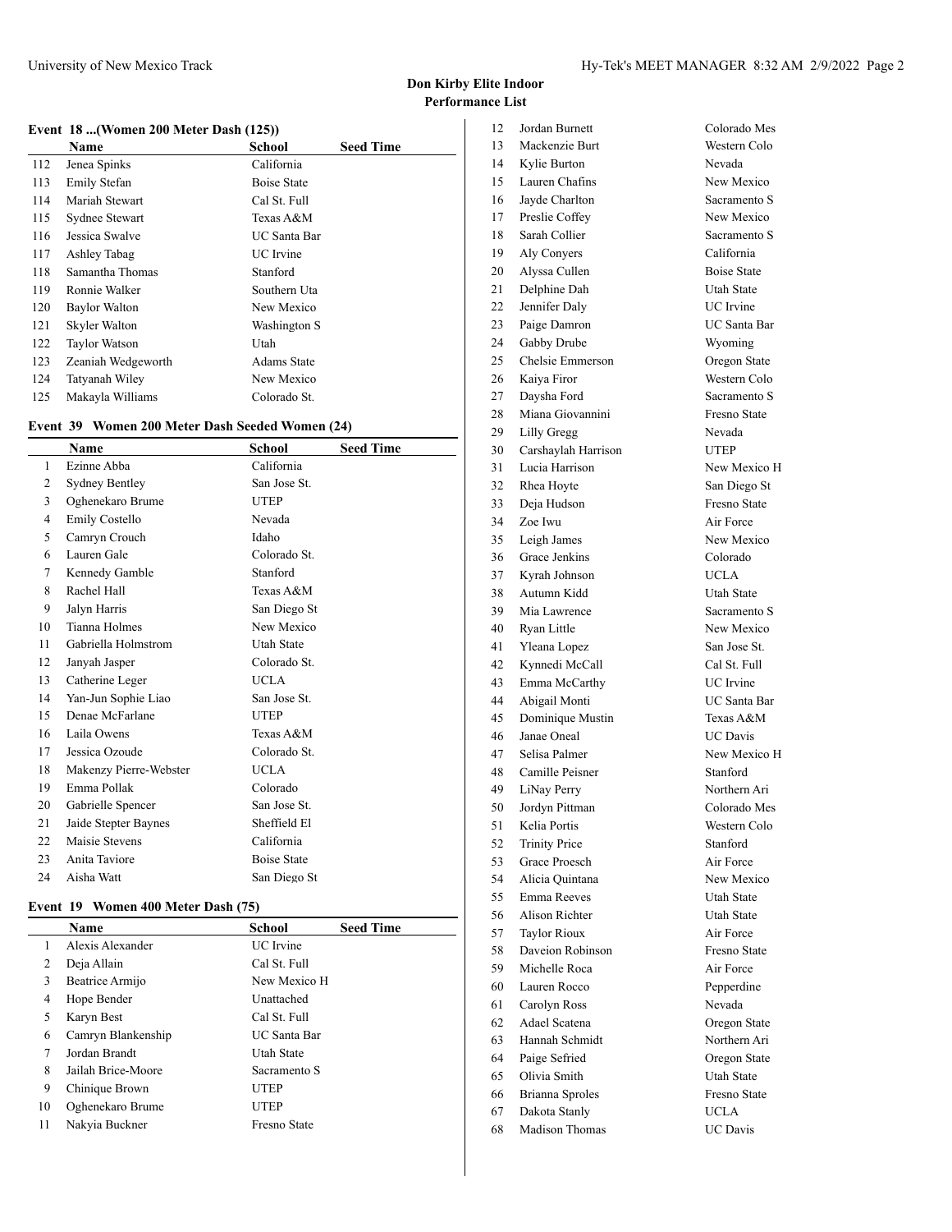# Don Kirby Elite Indoor
## Performance List

### Event 18 ...(Women 200 Meter Dash (125))

| | Name | School | Seed Time |
|---|---|---|---|
| 112 | Jenea Spinks | California | |
| 113 | Emily Stefan | Boise State | |
| 114 | Mariah Stewart | Cal St. Full | |
| 115 | Sydnee Stewart | Texas A&M | |
| 116 | Jessica Swalve | UC Santa Bar | |
| 117 | Ashley Tabag | UC Irvine | |
| 118 | Samantha Thomas | Stanford | |
| 119 | Ronnie Walker | Southern Uta | |
| 120 | Baylor Walton | New Mexico | |
| 121 | Skyler Walton | Washington S | |
| 122 | Taylor Watson | Utah | |
| 123 | Zeaniah Wedgeworth | Adams State | |
| 124 | Tatyanah Wiley | New Mexico | |
| 125 | Makayla Williams | Colorado St. | |

### Event 39 Women 200 Meter Dash Seeded Women (24)

| | Name | School | Seed Time |
|---|---|---|---|
| 1 | Ezinne Abba | California | |
| 2 | Sydney Bentley | San Jose St. | |
| 3 | Oghenekaro Brume | UTEP | |
| 4 | Emily Costello | Nevada | |
| 5 | Camryn Crouch | Idaho | |
| 6 | Lauren Gale | Colorado St. | |
| 7 | Kennedy Gamble | Stanford | |
| 8 | Rachel Hall | Texas A&M | |
| 9 | Jalyn Harris | San Diego St | |
| 10 | Tianna Holmes | New Mexico | |
| 11 | Gabriella Holmstrom | Utah State | |
| 12 | Janyah Jasper | Colorado St. | |
| 13 | Catherine Leger | UCLA | |
| 14 | Yan-Jun Sophie Liao | San Jose St. | |
| 15 | Denae McFarlane | UTEP | |
| 16 | Laila Owens | Texas A&M | |
| 17 | Jessica Ozoude | Colorado St. | |
| 18 | Makenzy Pierre-Webster | UCLA | |
| 19 | Emma Pollak | Colorado | |
| 20 | Gabrielle Spencer | San Jose St. | |
| 21 | Jaide Stepter Baynes | Sheffield El | |
| 22 | Maisie Stevens | California | |
| 23 | Anita Taviore | Boise State | |
| 24 | Aisha Watt | San Diego St | |

### Event 19 Women 400 Meter Dash (75)

| | Name | School | Seed Time |
|---|---|---|---|
| 1 | Alexis Alexander | UC Irvine | |
| 2 | Deja Allain | Cal St. Full | |
| 3 | Beatrice Armijo | New Mexico H | |
| 4 | Hope Bender | Unattached | |
| 5 | Karyn Best | Cal St. Full | |
| 6 | Camryn Blankenship | UC Santa Bar | |
| 7 | Jordan Brandt | Utah State | |
| 8 | Jailah Brice-Moore | Sacramento S | |
| 9 | Chinique Brown | UTEP | |
| 10 | Oghenekaro Brume | UTEP | |
| 11 | Nakyia Buckner | Fresno State | |
| 12 | Jordan Burnett | Colorado Mes | |
| 13 | Mackenzie Burt | Western Colo | |
| 14 | Kylie Burton | Nevada | |
| 15 | Lauren Chafins | New Mexico | |
| 16 | Jayde Charlton | Sacramento S | |
| 17 | Preslie Coffey | New Mexico | |
| 18 | Sarah Collier | Sacramento S | |
| 19 | Aly Conyers | California | |
| 20 | Alyssa Cullen | Boise State | |
| 21 | Delphine Dah | Utah State | |
| 22 | Jennifer Daly | UC Irvine | |
| 23 | Paige Damron | UC Santa Bar | |
| 24 | Gabby Drube | Wyoming | |
| 25 | Chelsie Emmerson | Oregon State | |
| 26 | Kaiya Firor | Western Colo | |
| 27 | Daysha Ford | Sacramento S | |
| 28 | Miana Giovannini | Fresno State | |
| 29 | Lilly Gregg | Nevada | |
| 30 | Carshaylah Harrison | UTEP | |
| 31 | Lucia Harrison | New Mexico H | |
| 32 | Rhea Hoyte | San Diego St | |
| 33 | Deja Hudson | Fresno State | |
| 34 | Zoe Iwu | Air Force | |
| 35 | Leigh James | New Mexico | |
| 36 | Grace Jenkins | Colorado | |
| 37 | Kyrah Johnson | UCLA | |
| 38 | Autumn Kidd | Utah State | |
| 39 | Mia Lawrence | Sacramento S | |
| 40 | Ryan Little | New Mexico | |
| 41 | Yleana Lopez | San Jose St. | |
| 42 | Kynnedi McCall | Cal St. Full | |
| 43 | Emma McCarthy | UC Irvine | |
| 44 | Abigail Monti | UC Santa Bar | |
| 45 | Dominique Mustin | Texas A&M | |
| 46 | Janae Oneal | UC Davis | |
| 47 | Selisa Palmer | New Mexico H | |
| 48 | Camille Peisner | Stanford | |
| 49 | LiNay Perry | Northern Ari | |
| 50 | Jordyn Pittman | Colorado Mes | |
| 51 | Kelia Portis | Western Colo | |
| 52 | Trinity Price | Stanford | |
| 53 | Grace Proesch | Air Force | |
| 54 | Alicia Quintana | New Mexico | |
| 55 | Emma Reeves | Utah State | |
| 56 | Alison Richter | Utah State | |
| 57 | Taylor Rioux | Air Force | |
| 58 | Daveion Robinson | Fresno State | |
| 59 | Michelle Roca | Air Force | |
| 60 | Lauren Rocco | Pepperdine | |
| 61 | Carolyn Ross | Nevada | |
| 62 | Adael Scatena | Oregon State | |
| 63 | Hannah Schmidt | Northern Ari | |
| 64 | Paige Sefried | Oregon State | |
| 65 | Olivia Smith | Utah State | |
| 66 | Brianna Sproles | Fresno State | |
| 67 | Dakota Stanly | UCLA | |
| 68 | Madison Thomas | UC Davis | |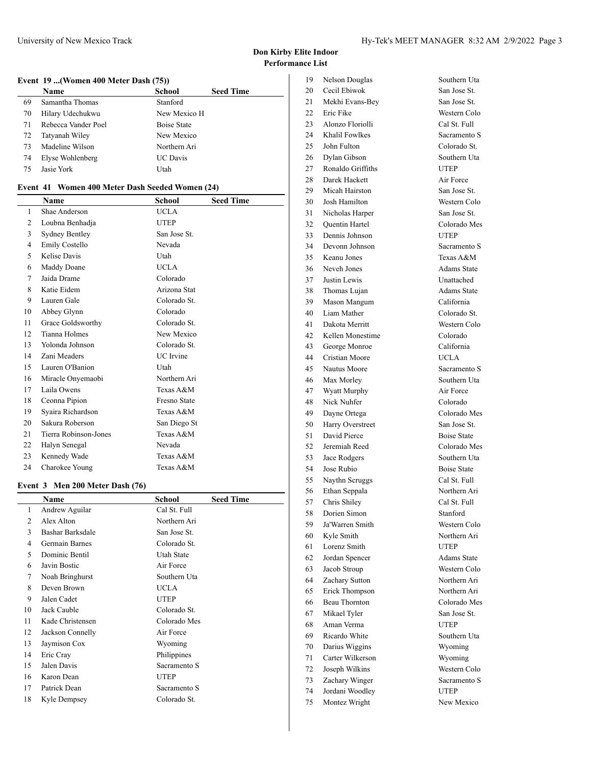## Don Kirby Elite Indoor
### Performance List

#### Event 19 ...(Women 400 Meter Dash (75))

| | Name | School | Seed Time |
|---|---|---|---|
| 69 | Samantha Thomas | Stanford | |
| 70 | Hilary Udechukwu | New Mexico H | |
| 71 | Rebecca Vander Poel | Boise State | |
| 72 | Tatyanah Wiley | New Mexico | |
| 73 | Madeline Wilson | Northern Ari | |
| 74 | Elyse Wohlenberg | UC Davis | |
| 75 | Jasie York | Utah | |

#### Event 41 Women 400 Meter Dash Seeded Women (24)

| | Name | School | Seed Time |
|---|---|---|---|
| 1 | Shae Anderson | UCLA | |
| 2 | Loubna Benhadja | UTEP | |
| 3 | Sydney Bentley | San Jose St. | |
| 4 | Emily Costello | Nevada | |
| 5 | Kelise Davis | Utah | |
| 6 | Maddy Doane | UCLA | |
| 7 | Jaida Drame | Colorado | |
| 8 | Katie Eidem | Arizona Stat | |
| 9 | Lauren Gale | Colorado St. | |
| 10 | Abbey Glynn | Colorado | |
| 11 | Grace Goldsworthy | Colorado St. | |
| 12 | Tianna Holmes | New Mexico | |
| 13 | Yolonda Johnson | Colorado St. | |
| 14 | Zani Meaders | UC Irvine | |
| 15 | Lauren O'Banion | Utah | |
| 16 | Miracle Onyemaobi | Northern Ari | |
| 17 | Laila Owens | Texas A&M | |
| 18 | Ceonna Pipion | Fresno State | |
| 19 | Syaira Richardson | Texas A&M | |
| 20 | Sakura Roberson | San Diego St | |
| 21 | Tierra Robinson-Jones | Texas A&M | |
| 22 | Halyn Senegal | Nevada | |
| 23 | Kennedy Wade | Texas A&M | |
| 24 | Charokee Young | Texas A&M | |

#### Event 3 Men 200 Meter Dash (76)

| | Name | School | Seed Time |
|---|---|---|---|
| 1 | Andrew Aguilar | Cal St. Full | |
| 2 | Alex Alton | Northern Ari | |
| 3 | Bashar Barksdale | San Jose St. | |
| 4 | Germain Barnes | Colorado St. | |
| 5 | Dominic Bentil | Utah State | |
| 6 | Javin Bostic | Air Force | |
| 7 | Noah Bringhurst | Southern Uta | |
| 8 | Deven Brown | UCLA | |
| 9 | Jalen Cadet | UTEP | |
| 10 | Jack Cauble | Colorado St. | |
| 11 | Kade Christensen | Colorado Mes | |
| 12 | Jackson Connelly | Air Force | |
| 13 | Jaymison Cox | Wyoming | |
| 14 | Eric Cray | Philippines | |
| 15 | Jalen Davis | Sacramento S | |
| 16 | Karon Dean | UTEP | |
| 17 | Patrick Dean | Sacramento S | |
| 18 | Kyle Dempsey | Colorado St. | |
| 19 | Nelson Douglas | Southern Uta | |
| 20 | Cecil Ebiwok | San Jose St. | |
| 21 | Mekhi Evans-Bey | San Jose St. | |
| 22 | Eric Fike | Western Colo | |
| 23 | Alonzo Floriolli | Cal St. Full | |
| 24 | Khalil Fowlkes | Sacramento S | |
| 25 | John Fulton | Colorado St. | |
| 26 | Dylan Gibson | Southern Uta | |
| 27 | Ronaldo Griffiths | UTEP | |
| 28 | Darek Hackett | Air Force | |
| 29 | Micah Hairston | San Jose St. | |
| 30 | Josh Hamilton | Western Colo | |
| 31 | Nicholas Harper | San Jose St. | |
| 32 | Quentin Hartel | Colorado Mes | |
| 33 | Dennis Johnson | UTEP | |
| 34 | Devonn Johnson | Sacramento S | |
| 35 | Keanu Jones | Texas A&M | |
| 36 | Neveh Jones | Adams State | |
| 37 | Justin Lewis | Unattached | |
| 38 | Thomas Lujan | Adams State | |
| 39 | Mason Mangum | California | |
| 40 | Liam Mather | Colorado St. | |
| 41 | Dakota Merritt | Western Colo | |
| 42 | Kellen Monestime | Colorado | |
| 43 | George Monroe | California | |
| 44 | Cristian Moore | UCLA | |
| 45 | Nautus Moore | Sacramento S | |
| 46 | Max Morley | Southern Uta | |
| 47 | Wyatt Murphy | Air Force | |
| 48 | Nick Nuhfer | Colorado | |
| 49 | Dayne Ortega | Colorado Mes | |
| 50 | Harry Overstreet | San Jose St. | |
| 51 | David Pierce | Boise State | |
| 52 | Jeremiah Reed | Colorado Mes | |
| 53 | Jace Rodgers | Southern Uta | |
| 54 | Jose Rubio | Boise State | |
| 55 | Naythn Scruggs | Cal St. Full | |
| 56 | Ethan Seppala | Northern Ari | |
| 57 | Chris Shiley | Cal St. Full | |
| 58 | Dorien Simon | Stanford | |
| 59 | Ja'Warren Smith | Western Colo | |
| 60 | Kyle Smith | Northern Ari | |
| 61 | Lorenz Smith | UTEP | |
| 62 | Jordan Spencer | Adams State | |
| 63 | Jacob Stroup | Western Colo | |
| 64 | Zachary Sutton | Northern Ari | |
| 65 | Erick Thompson | Northern Ari | |
| 66 | Beau Thornton | Colorado Mes | |
| 67 | Mikael Tyler | San Jose St. | |
| 68 | Aman Verma | UTEP | |
| 69 | Ricardo White | Southern Uta | |
| 70 | Darius Wiggins | Wyoming | |
| 71 | Carter Wilkerson | Wyoming | |
| 72 | Joseph Wilkins | Western Colo | |
| 73 | Zachary Winger | Sacramento S | |
| 74 | Jordani Woodley | UTEP | |
| 75 | Montez Wright | New Mexico | |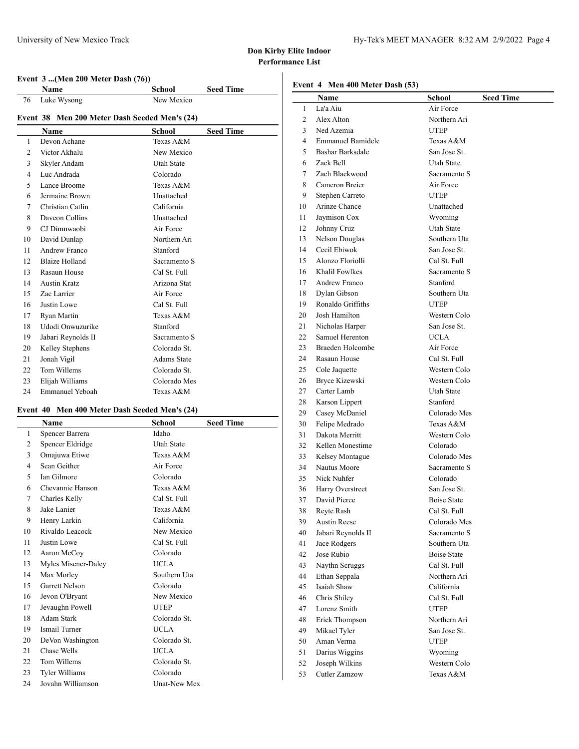# Don Kirby Elite Indoor

## Performance List

### Event 3 ...(Men 200 Meter Dash (76))

| | Name | School | Seed Time |
|---|---|---|---|
| 76 | Luke Wysong | New Mexico | |

### Event 38 Men 200 Meter Dash Seeded Men's (24)

| | Name | School | Seed Time |
|---|---|---|---|
| 1 | Devon Achane | Texas A&M | |
| 2 | Victor Akhalu | New Mexico | |
| 3 | Skyler Andam | Utah State | |
| 4 | Luc Andrada | Colorado | |
| 5 | Lance Broome | Texas A&M | |
| 6 | Jermaine Brown | Unattached | |
| 7 | Christian Catlin | California | |
| 8 | Daveon Collins | Unattached | |
| 9 | CJ Dimnwaobi | Air Force | |
| 10 | David Dunlap | Northern Ari | |
| 11 | Andrew Franco | Stanford | |
| 12 | Blaize Holland | Sacramento S | |
| 13 | Rasaun House | Cal St. Full | |
| 14 | Austin Kratz | Arizona Stat | |
| 15 | Zac Larrier | Air Force | |
| 16 | Justin Lowe | Cal St. Full | |
| 17 | Ryan Martin | Texas A&M | |
| 18 | Udodi Onwuzurike | Stanford | |
| 19 | Jabari Reynolds II | Sacramento S | |
| 20 | Kelley Stephens | Colorado St. | |
| 21 | Jonah Vigil | Adams State | |
| 22 | Tom Willems | Colorado St. | |
| 23 | Elijah Williams | Colorado Mes | |
| 24 | Emmanuel Yeboah | Texas A&M | |

### Event 40 Men 400 Meter Dash Seeded Men's (24)

| | Name | School | Seed Time |
|---|---|---|---|
| 1 | Spencer Barrera | Idaho | |
| 2 | Spencer Eldridge | Utah State | |
| 3 | Omajuwa Etiwe | Texas A&M | |
| 4 | Sean Geither | Air Force | |
| 5 | Ian Gilmore | Colorado | |
| 6 | Chevannie Hanson | Texas A&M | |
| 7 | Charles Kelly | Cal St. Full | |
| 8 | Jake Lanier | Texas A&M | |
| 9 | Henry Larkin | California | |
| 10 | Rivaldo Leacock | New Mexico | |
| 11 | Justin Lowe | Cal St. Full | |
| 12 | Aaron McCoy | Colorado | |
| 13 | Myles Misener-Daley | UCLA | |
| 14 | Max Morley | Southern Uta | |
| 15 | Garrett Nelson | Colorado | |
| 16 | Jevon O'Bryant | New Mexico | |
| 17 | Jevaughn Powell | UTEP | |
| 18 | Adam Stark | Colorado St. | |
| 19 | Ismail Turner | UCLA | |
| 20 | DeVon Washington | Colorado St. | |
| 21 | Chase Wells | UCLA | |
| 22 | Tom Willems | Colorado St. | |
| 23 | Tyler Williams | Colorado | |
| 24 | Jovahn Williamson | Unat-New Mex | |

### Event 4 Men 400 Meter Dash (53)

| | Name | School | Seed Time |
|---|---|---|---|
| 1 | La'a Aiu | Air Force | |
| 2 | Alex Alton | Northern Ari | |
| 3 | Ned Azemia | UTEP | |
| 4 | Emmanuel Bamidele | Texas A&M | |
| 5 | Bashar Barksdale | San Jose St. | |
| 6 | Zack Bell | Utah State | |
| 7 | Zach Blackwood | Sacramento S | |
| 8 | Cameron Breier | Air Force | |
| 9 | Stephen Carreto | UTEP | |
| 10 | Arinze Chance | Unattached | |
| 11 | Jaymison Cox | Wyoming | |
| 12 | Johnny Cruz | Utah State | |
| 13 | Nelson Douglas | Southern Uta | |
| 14 | Cecil Ebiwok | San Jose St. | |
| 15 | Alonzo Floriolli | Cal St. Full | |
| 16 | Khalil Fowlkes | Sacramento S | |
| 17 | Andrew Franco | Stanford | |
| 18 | Dylan Gibson | Southern Uta | |
| 19 | Ronaldo Griffiths | UTEP | |
| 20 | Josh Hamilton | Western Colo | |
| 21 | Nicholas Harper | San Jose St. | |
| 22 | Samuel Herenton | UCLA | |
| 23 | Braeden Holcombe | Air Force | |
| 24 | Rasaun House | Cal St. Full | |
| 25 | Cole Jaquette | Western Colo | |
| 26 | Bryce Kizewski | Western Colo | |
| 27 | Carter Lamb | Utah State | |
| 28 | Karson Lippert | Stanford | |
| 29 | Casey McDaniel | Colorado Mes | |
| 30 | Felipe Medrado | Texas A&M | |
| 31 | Dakota Merritt | Western Colo | |
| 32 | Kellen Monestime | Colorado | |
| 33 | Kelsey Montague | Colorado Mes | |
| 34 | Nautus Moore | Sacramento S | |
| 35 | Nick Nuhfer | Colorado | |
| 36 | Harry Overstreet | San Jose St. | |
| 37 | David Pierce | Boise State | |
| 38 | Reyte Rash | Cal St. Full | |
| 39 | Austin Reese | Colorado Mes | |
| 40 | Jabari Reynolds II | Sacramento S | |
| 41 | Jace Rodgers | Southern Uta | |
| 42 | Jose Rubio | Boise State | |
| 43 | Naythn Scruggs | Cal St. Full | |
| 44 | Ethan Seppala | Northern Ari | |
| 45 | Isaiah Shaw | California | |
| 46 | Chris Shiley | Cal St. Full | |
| 47 | Lorenz Smith | UTEP | |
| 48 | Erick Thompson | Northern Ari | |
| 49 | Mikael Tyler | San Jose St. | |
| 50 | Aman Verma | UTEP | |
| 51 | Darius Wiggins | Wyoming | |
| 52 | Joseph Wilkins | Western Colo | |
| 53 | Cutler Zamzow | Texas A&M | |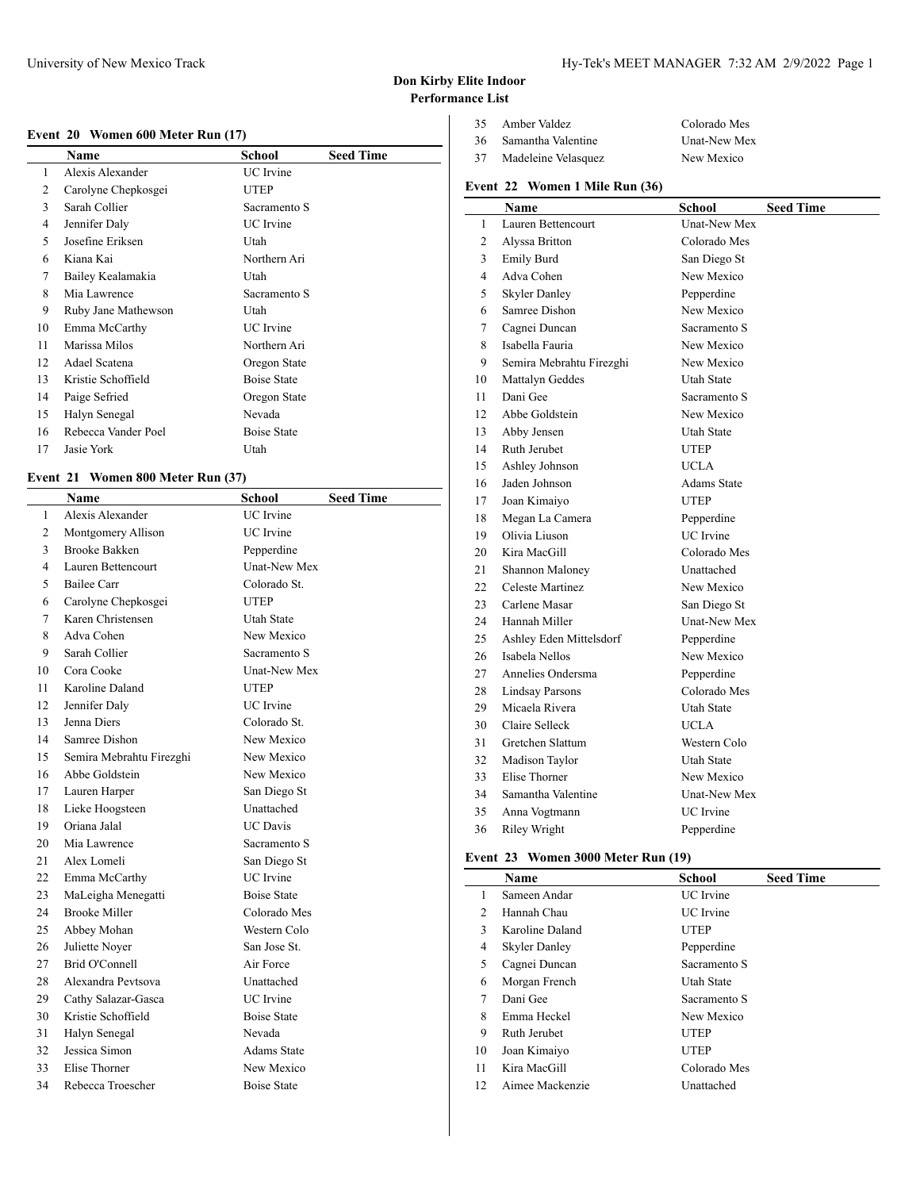**Don Kirby Elite Indoor**
**Performance List**

### Event 20 Women 600 Meter Run (17)

| | Name | School | Seed Time |
|---|---|---|---|
| 1 | Alexis Alexander | UC Irvine | |
| 2 | Carolyne Chepkosgei | UTEP | |
| 3 | Sarah Collier | Sacramento S | |
| 4 | Jennifer Daly | UC Irvine | |
| 5 | Josefine Eriksen | Utah | |
| 6 | Kiana Kai | Northern Ari | |
| 7 | Bailey Kealamakia | Utah | |
| 8 | Mia Lawrence | Sacramento S | |
| 9 | Ruby Jane Mathewson | Utah | |
| 10 | Emma McCarthy | UC Irvine | |
| 11 | Marissa Milos | Northern Ari | |
| 12 | Adael Scatena | Oregon State | |
| 13 | Kristie Schoffield | Boise State | |
| 14 | Paige Sefried | Oregon State | |
| 15 | Halyn Senegal | Nevada | |
| 16 | Rebecca Vander Poel | Boise State | |
| 17 | Jasie York | Utah | |

### Event 21 Women 800 Meter Run (37)

| | Name | School | Seed Time |
|---|---|---|---|
| 1 | Alexis Alexander | UC Irvine | |
| 2 | Montgomery Allison | UC Irvine | |
| 3 | Brooke Bakken | Pepperdine | |
| 4 | Lauren Bettencourt | Unat-New Mex | |
| 5 | Bailee Carr | Colorado St. | |
| 6 | Carolyne Chepkosgei | UTEP | |
| 7 | Karen Christensen | Utah State | |
| 8 | Adva Cohen | New Mexico | |
| 9 | Sarah Collier | Sacramento S | |
| 10 | Cora Cooke | Unat-New Mex | |
| 11 | Karoline Daland | UTEP | |
| 12 | Jennifer Daly | UC Irvine | |
| 13 | Jenna Diers | Colorado St. | |
| 14 | Samree Dishon | New Mexico | |
| 15 | Semira Mebrahtu Firezghi | New Mexico | |
| 16 | Abbe Goldstein | New Mexico | |
| 17 | Lauren Harper | San Diego St | |
| 18 | Lieke Hoogsteen | Unattached | |
| 19 | Oriana Jalal | UC Davis | |
| 20 | Mia Lawrence | Sacramento S | |
| 21 | Alex Lomeli | San Diego St | |
| 22 | Emma McCarthy | UC Irvine | |
| 23 | MaLeigha Menegatti | Boise State | |
| 24 | Brooke Miller | Colorado Mes | |
| 25 | Abbey Mohan | Western Colo | |
| 26 | Juliette Noyer | San Jose St. | |
| 27 | Brid O'Connell | Air Force | |
| 28 | Alexandra Pevtsova | Unattached | |
| 29 | Cathy Salazar-Gasca | UC Irvine | |
| 30 | Kristie Schoffield | Boise State | |
| 31 | Halyn Senegal | Nevada | |
| 32 | Jessica Simon | Adams State | |
| 33 | Elise Thorner | New Mexico | |
| 34 | Rebecca Troescher | Boise State | |
| 35 | Amber Valdez | Colorado Mes | |
| 36 | Samantha Valentine | Unat-New Mex | |
| 37 | Madeleine Velasquez | New Mexico | |

### Event 22 Women 1 Mile Run (36)

| | Name | School | Seed Time |
|---|---|---|---|
| 1 | Lauren Bettencourt | Unat-New Mex | |
| 2 | Alyssa Britton | Colorado Mes | |
| 3 | Emily Burd | San Diego St | |
| 4 | Adva Cohen | New Mexico | |
| 5 | Skyler Danley | Pepperdine | |
| 6 | Samree Dishon | New Mexico | |
| 7 | Cagnei Duncan | Sacramento S | |
| 8 | Isabella Fauria | New Mexico | |
| 9 | Semira Mebrahtu Firezghi | New Mexico | |
| 10 | Mattalyn Geddes | Utah State | |
| 11 | Dani Gee | Sacramento S | |
| 12 | Abbe Goldstein | New Mexico | |
| 13 | Abby Jensen | Utah State | |
| 14 | Ruth Jerubet | UTEP | |
| 15 | Ashley Johnson | UCLA | |
| 16 | Jaden Johnson | Adams State | |
| 17 | Joan Kimaiyo | UTEP | |
| 18 | Megan La Camera | Pepperdine | |
| 19 | Olivia Liuson | UC Irvine | |
| 20 | Kira MacGill | Colorado Mes | |
| 21 | Shannon Maloney | Unattached | |
| 22 | Celeste Martinez | New Mexico | |
| 23 | Carlene Masar | San Diego St | |
| 24 | Hannah Miller | Unat-New Mex | |
| 25 | Ashley Eden Mittelsdorf | Pepperdine | |
| 26 | Isabela Nellos | New Mexico | |
| 27 | Annelies Ondersma | Pepperdine | |
| 28 | Lindsay Parsons | Colorado Mes | |
| 29 | Micaela Rivera | Utah State | |
| 30 | Claire Selleck | UCLA | |
| 31 | Gretchen Slattum | Western Colo | |
| 32 | Madison Taylor | Utah State | |
| 33 | Elise Thorner | New Mexico | |
| 34 | Samantha Valentine | Unat-New Mex | |
| 35 | Anna Vogtmann | UC Irvine | |
| 36 | Riley Wright | Pepperdine | |

### Event 23 Women 3000 Meter Run (19)

| | Name | School | Seed Time |
|---|---|---|---|
| 1 | Sameen Andar | UC Irvine | |
| 2 | Hannah Chau | UC Irvine | |
| 3 | Karoline Daland | UTEP | |
| 4 | Skyler Danley | Pepperdine | |
| 5 | Cagnei Duncan | Sacramento S | |
| 6 | Morgan French | Utah State | |
| 7 | Dani Gee | Sacramento S | |
| 8 | Emma Heckel | New Mexico | |
| 9 | Ruth Jerubet | UTEP | |
| 10 | Joan Kimaiyo | UTEP | |
| 11 | Kira MacGill | Colorado Mes | |
| 12 | Aimee Mackenzie | Unattached | |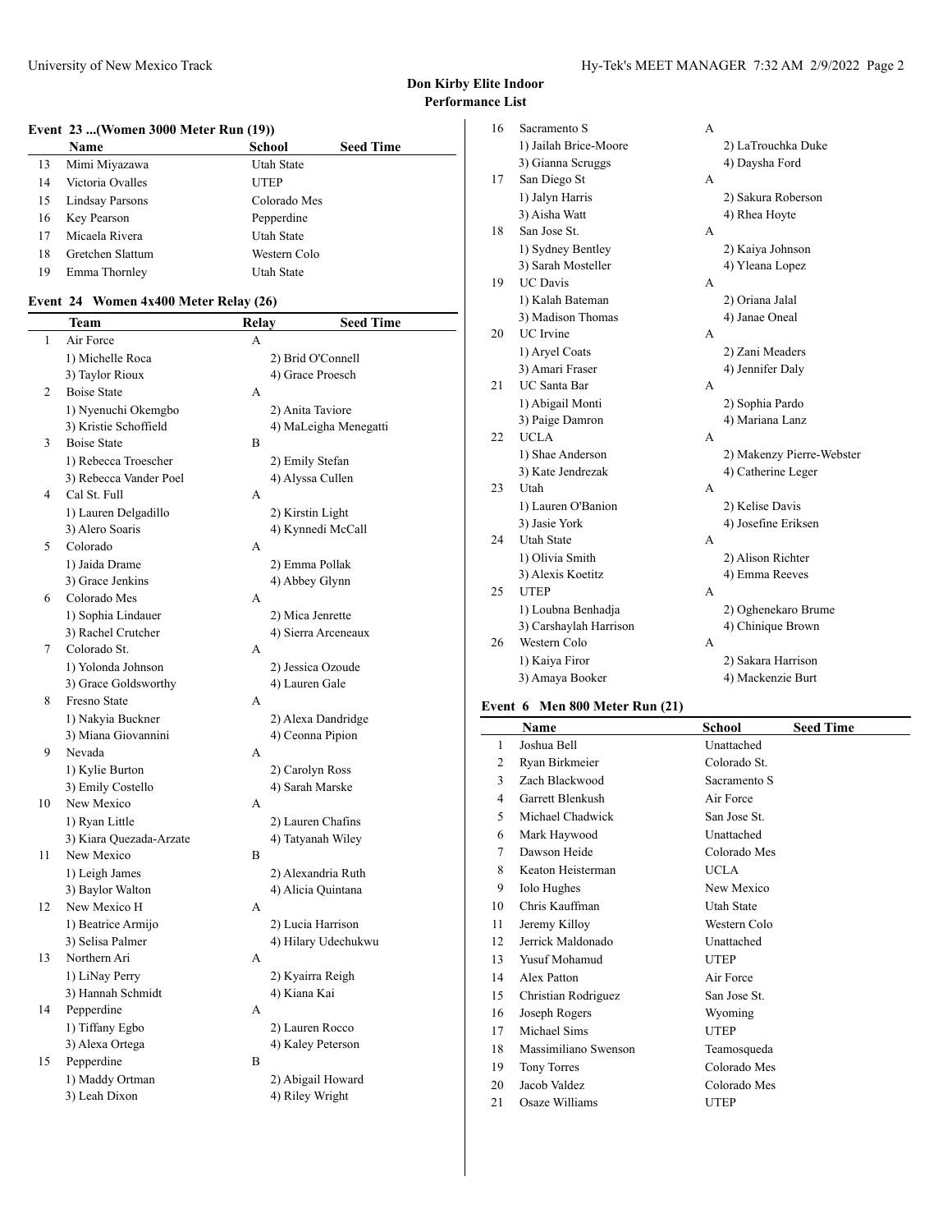## Don Kirby Elite Indoor
## Performance List

### Event 23 ...(Women 3000 Meter Run (19))

| | Name | School | Seed Time |
|---|---|---|---|
| 13 | Mimi Miyazawa | Utah State | |
| 14 | Victoria Ovalles | UTEP | |
| 15 | Lindsay Parsons | Colorado Mes | |
| 16 | Key Pearson | Pepperdine | |
| 17 | Micaela Rivera | Utah State | |
| 18 | Gretchen Slattum | Western Colo | |
| 19 | Emma Thornley | Utah State | |

### Event 24 Women 4x400 Meter Relay (26)

| | Team | Relay | Seed Time |
|---|---|---|---|
| 1 | Air Force | A | |
| | 1) Michelle Roca | 2) Brid O'Connell | |
| | 3) Taylor Rioux | 4) Grace Proesch | |
| 2 | Boise State | A | |
| | 1) Nyenuchi Okemgbo | 2) Anita Taviore | |
| | 3) Kristie Schoffield | 4) MaLeigha Menegatti | |
| 3 | Boise State | B | |
| | 1) Rebecca Troescher | 2) Emily Stefan | |
| | 3) Rebecca Vander Poel | 4) Alyssa Cullen | |
| 4 | Cal St. Full | A | |
| | 1) Lauren Delgadillo | 2) Kirstin Light | |
| | 3) Alero Soaris | 4) Kynnedi McCall | |
| 5 | Colorado | A | |
| | 1) Jaida Drame | 2) Emma Pollak | |
| | 3) Grace Jenkins | 4) Abbey Glynn | |
| 6 | Colorado Mes | A | |
| | 1) Sophia Lindauer | 2) Mica Jenrette | |
| | 3) Rachel Crutcher | 4) Sierra Arceneaux | |
| 7 | Colorado St. | A | |
| | 1) Yolonda Johnson | 2) Jessica Ozoude | |
| | 3) Grace Goldsworthy | 4) Lauren Gale | |
| 8 | Fresno State | A | |
| | 1) Nakyia Buckner | 2) Alexa Dandridge | |
| | 3) Miana Giovannini | 4) Ceonna Pipion | |
| 9 | Nevada | A | |
| | 1) Kylie Burton | 2) Carolyn Ross | |
| | 3) Emily Costello | 4) Sarah Marske | |
| 10 | New Mexico | A | |
| | 1) Ryan Little | 2) Lauren Chafins | |
| | 3) Kiara Quezada-Arzate | 4) Tatyanah Wiley | |
| 11 | New Mexico | B | |
| | 1) Leigh James | 2) Alexandria Ruth | |
| | 3) Baylor Walton | 4) Alicia Quintana | |
| 12 | New Mexico H | A | |
| | 1) Beatrice Armijo | 2) Lucia Harrison | |
| | 3) Selisa Palmer | 4) Hilary Udechukwu | |
| 13 | Northern Ari | A | |
| | 1) LiNay Perry | 2) Kyairra Reigh | |
| | 3) Hannah Schmidt | 4) Kiana Kai | |
| 14 | Pepperdine | A | |
| | 1) Tiffany Egbo | 2) Lauren Rocco | |
| | 3) Alexa Ortega | 4) Kaley Peterson | |
| 15 | Pepperdine | B | |
| | 1) Maddy Ortman | 2) Abigail Howard | |
| | 3) Leah Dixon | 4) Riley Wright | |
| 16 | Sacramento S | A | |
| | 1) Jailah Brice-Moore | 2) LaTrouchka Duke | |
| | 3) Gianna Scruggs | 4) Daysha Ford | |
| 17 | San Diego St | A | |
| | 1) Jalyn Harris | 2) Sakura Roberson | |
| | 3) Aisha Watt | 4) Rhea Hoyte | |
| 18 | San Jose St. | A | |
| | 1) Sydney Bentley | 2) Kaiya Johnson | |
| | 3) Sarah Mosteller | 4) Yleana Lopez | |
| 19 | UC Davis | A | |
| | 1) Kalah Bateman | 2) Oriana Jalal | |
| | 3) Madison Thomas | 4) Janae Oneal | |
| 20 | UC Irvine | A | |
| | 1) Aryel Coats | 2) Zani Meaders | |
| | 3) Amari Fraser | 4) Jennifer Daly | |
| 21 | UC Santa Bar | A | |
| | 1) Abigail Monti | 2) Sophia Pardo | |
| | 3) Paige Damron | 4) Mariana Lanz | |
| 22 | UCLA | A | |
| | 1) Shae Anderson | 2) Makenzy Pierre-Webster | |
| | 3) Kate Jendrezak | 4) Catherine Leger | |
| 23 | Utah | A | |
| | 1) Lauren O'Banion | 2) Kelise Davis | |
| | 3) Jasie York | 4) Josefine Eriksen | |
| 24 | Utah State | A | |
| | 1) Olivia Smith | 2) Alison Richter | |
| | 3) Alexis Koetitz | 4) Emma Reeves | |
| 25 | UTEP | A | |
| | 1) Loubna Benhadja | 2) Oghenekaro Brume | |
| | 3) Carshaylah Harrison | 4) Chinique Brown | |
| 26 | Western Colo | A | |
| | 1) Kaiya Firor | 2) Sakara Harrison | |
| | 3) Amaya Booker | 4) Mackenzie Burt | |

### Event 6 Men 800 Meter Run (21)

| | Name | School | Seed Time |
|---|---|---|---|
| 1 | Joshua Bell | Unattached | |
| 2 | Ryan Birkmeier | Colorado St. | |
| 3 | Zach Blackwood | Sacramento S | |
| 4 | Garrett Blenkush | Air Force | |
| 5 | Michael Chadwick | San Jose St. | |
| 6 | Mark Haywood | Unattached | |
| 7 | Dawson Heide | Colorado Mes | |
| 8 | Keaton Heisterman | UCLA | |
| 9 | Iolo Hughes | New Mexico | |
| 10 | Chris Kauffman | Utah State | |
| 11 | Jeremy Killoy | Western Colo | |
| 12 | Jerrick Maldonado | Unattached | |
| 13 | Yusuf Mohamud | UTEP | |
| 14 | Alex Patton | Air Force | |
| 15 | Christian Rodriguez | San Jose St. | |
| 16 | Joseph Rogers | Wyoming | |
| 17 | Michael Sims | UTEP | |
| 18 | Massimiliano Swenson | Teamosqueda | |
| 19 | Tony Torres | Colorado Mes | |
| 20 | Jacob Valdez | Colorado Mes | |
| 21 | Osaze Williams | UTEP | |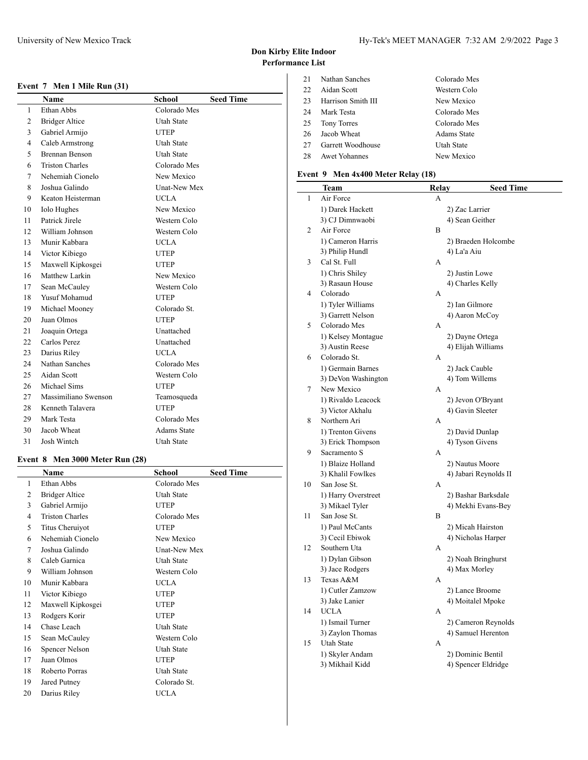## Don Kirby Elite Indoor
## Performance List

### Event 7 Men 1 Mile Run (31)

| | Name | School | Seed Time |
|---|---|---|---|
| 1 | Ethan Abbs | Colorado Mes | |
| 2 | Bridger Altice | Utah State | |
| 3 | Gabriel Armijo | UTEP | |
| 4 | Caleb Armstrong | Utah State | |
| 5 | Brennan Benson | Utah State | |
| 6 | Triston Charles | Colorado Mes | |
| 7 | Nehemiah Cionelo | New Mexico | |
| 8 | Joshua Galindo | Unat-New Mex | |
| 9 | Keaton Heisterman | UCLA | |
| 10 | Iolo Hughes | New Mexico | |
| 11 | Patrick Jirele | Western Colo | |
| 12 | William Johnson | Western Colo | |
| 13 | Munir Kabbara | UCLA | |
| 14 | Victor Kibiego | UTEP | |
| 15 | Maxwell Kipkosgei | UTEP | |
| 16 | Matthew Larkin | New Mexico | |
| 17 | Sean McCauley | Western Colo | |
| 18 | Yusuf Mohamud | UTEP | |
| 19 | Michael Mooney | Colorado St. | |
| 20 | Juan Olmos | UTEP | |
| 21 | Joaquin Ortega | Unattached | |
| 22 | Carlos Perez | Unattached | |
| 23 | Darius Riley | UCLA | |
| 24 | Nathan Sanches | Colorado Mes | |
| 25 | Aidan Scott | Western Colo | |
| 26 | Michael Sims | UTEP | |
| 27 | Massimiliano Swenson | Teamosqueda | |
| 28 | Kenneth Talavera | UTEP | |
| 29 | Mark Testa | Colorado Mes | |
| 30 | Jacob Wheat | Adams State | |
| 31 | Josh Wintch | Utah State | |

### Event 8 Men 3000 Meter Run (28)

| | Name | School | Seed Time |
|---|---|---|---|
| 1 | Ethan Abbs | Colorado Mes | |
| 2 | Bridger Altice | Utah State | |
| 3 | Gabriel Armijo | UTEP | |
| 4 | Triston Charles | Colorado Mes | |
| 5 | Titus Cheruiyot | UTEP | |
| 6 | Nehemiah Cionelo | New Mexico | |
| 7 | Joshua Galindo | Unat-New Mex | |
| 8 | Caleb Garnica | Utah State | |
| 9 | William Johnson | Western Colo | |
| 10 | Munir Kabbara | UCLA | |
| 11 | Victor Kibiego | UTEP | |
| 12 | Maxwell Kipkosgei | UTEP | |
| 13 | Rodgers Korir | UTEP | |
| 14 | Chase Leach | Utah State | |
| 15 | Sean McCauley | Western Colo | |
| 16 | Spencer Nelson | Utah State | |
| 17 | Juan Olmos | UTEP | |
| 18 | Roberto Porras | Utah State | |
| 19 | Jared Putney | Colorado St. | |
| 20 | Darius Riley | UCLA | |
| 21 | Nathan Sanches | Colorado Mes | |
| 22 | Aidan Scott | Western Colo | |
| 23 | Harrison Smith III | New Mexico | |
| 24 | Mark Testa | Colorado Mes | |
| 25 | Tony Torres | Colorado Mes | |
| 26 | Jacob Wheat | Adams State | |
| 27 | Garrett Woodhouse | Utah State | |
| 28 | Awet Yohannes | New Mexico | |

### Event 9 Men 4x400 Meter Relay (18)

| | Team | Relay | Seed Time |
|---|---|---|---|
| 1 | Air Force | A | |
| | 1) Darek Hackett | 2) Zac Larrier | |
| | 3) CJ Dimnwaobi | 4) Sean Geither | |
| 2 | Air Force | B | |
| | 1) Cameron Harris | 2) Braeden Holcombe | |
| | 3) Philip Hundl | 4) La'a Aiu | |
| 3 | Cal St. Full | A | |
| | 1) Chris Shiley | 2) Justin Lowe | |
| | 3) Rasaun House | 4) Charles Kelly | |
| 4 | Colorado | A | |
| | 1) Tyler Williams | 2) Ian Gilmore | |
| | 3) Garrett Nelson | 4) Aaron McCoy | |
| 5 | Colorado Mes | A | |
| | 1) Kelsey Montague | 2) Dayne Ortega | |
| | 3) Austin Reese | 4) Elijah Williams | |
| 6 | Colorado St. | A | |
| | 1) Germain Barnes | 2) Jack Cauble | |
| | 3) DeVon Washington | 4) Tom Willems | |
| 7 | New Mexico | A | |
| | 1) Rivaldo Leacock | 2) Jevon O'Bryant | |
| | 3) Victor Akhalu | 4) Gavin Sleeter | |
| 8 | Northern Ari | A | |
| | 1) Trenton Givens | 2) David Dunlap | |
| | 3) Erick Thompson | 4) Tyson Givens | |
| 9 | Sacramento S | A | |
| | 1) Blaize Holland | 2) Nautus Moore | |
| | 3) Khalil Fowlkes | 4) Jabari Reynolds II | |
| 10 | San Jose St. | A | |
| | 1) Harry Overstreet | 2) Bashar Barksdale | |
| | 3) Mikael Tyler | 4) Mekhi Evans-Bey | |
| 11 | San Jose St. | B | |
| | 1) Paul McCants | 2) Micah Hairston | |
| | 3) Cecil Ebiwok | 4) Nicholas Harper | |
| 12 | Southern Uta | A | |
| | 1) Dylan Gibson | 2) Noah Bringhurst | |
| | 3) Jace Rodgers | 4) Max Morley | |
| 13 | Texas A&M | A | |
| | 1) Cutler Zamzow | 2) Lance Broome | |
| | 3) Jake Lanier | 4) Moitalel Mpoke | |
| 14 | UCLA | A | |
| | 1) Ismail Turner | 2) Cameron Reynolds | |
| | 3) Zaylon Thomas | 4) Samuel Herenton | |
| 15 | Utah State | A | |
| | 1) Skyler Andam | 2) Dominic Bentil | |
| | 3) Mikhail Kidd | 4) Spencer Eldridge | |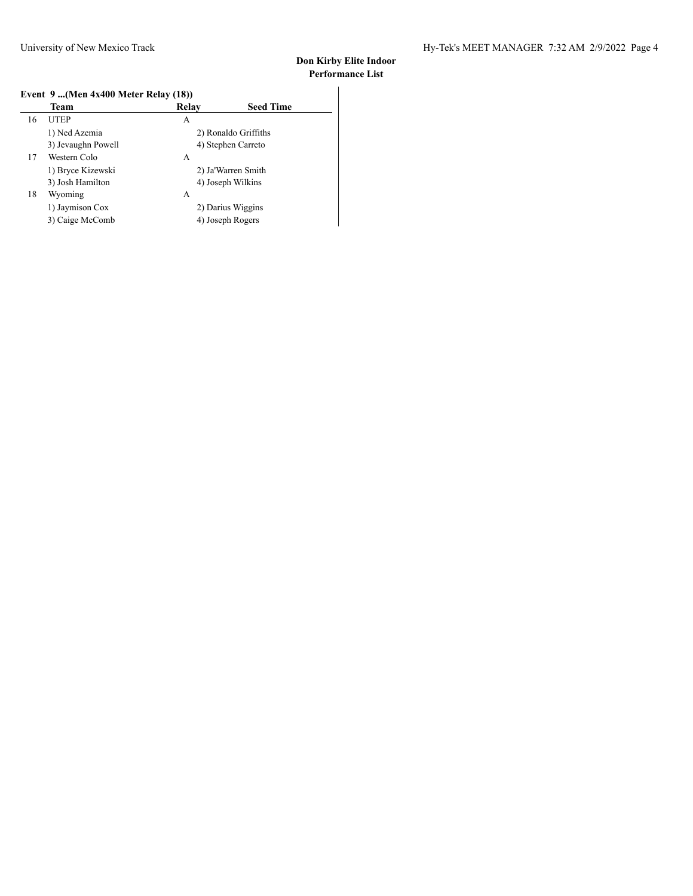## Don Kirby Elite Indoor

## Performance List

### Event 9 ...(Men 4x400 Meter Relay (18))

| | Team | Relay | Seed Time |
|---|---|---|---|
| 16 | UTEP | A | |
| | 1) Ned Azemia | 2) Ronaldo Griffiths | |
| | 3) Jevaughn Powell | 4) Stephen Carreto | |
| 17 | Western Colo | A | |
| | 1) Bryce Kizewski | 2) Ja'Warren Smith | |
| | 3) Josh Hamilton | 4) Joseph Wilkins | |
| 18 | Wyoming | A | |
| | 1) Jaymison Cox | 2) Darius Wiggins | |
| | 3) Caige McComb | 4) Joseph Rogers | |